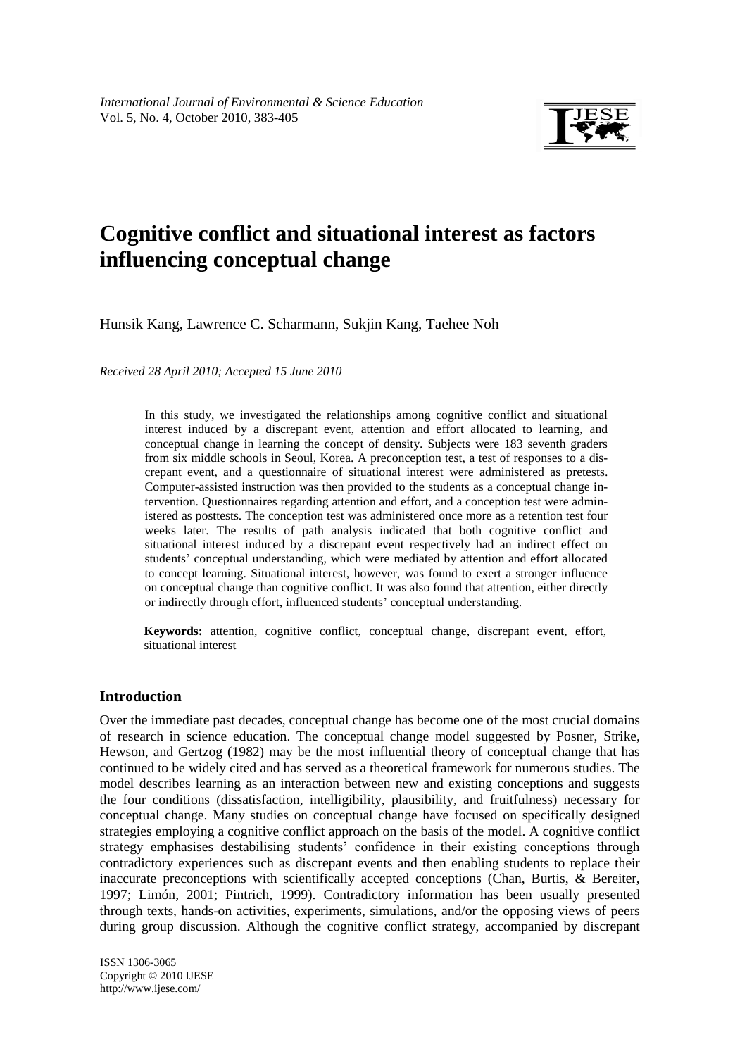# Cognitive conflict and situational interest as factors influencing conceptual change

Hunsik Kang, Lawrence C. Scharmann, Sukjin Kang, Taehee Noh

*Received 28 April 2010; Accepted 15 June 2010*

In this study, we investigated the relationships among cognitive conflict and situational interest induced by a discrepant event, attention and effort allocated to learning, and conceptual change in learning the concept of density. Subjects were 183 seventh graders from six middle schools in Seoul, Korea. A preconception test, a test of responses to a discrepant event, and a questionnaire of situational interest were administered as pretests. Computer-assisted instruction was then provided to the students as a conceptual change intervention. Questionnaires regarding attention and effort, and a conception test were administered as posttests. The conception test was administered once more as a retention test four weeks later. The results of path analysis indicated that both cognitive conflict and situational interest induced by a discrepant event respectively had an indirect effect on students' conceptual understanding, which were mediated by attention and effort allocated to concept learning. Situational interest, however, was found to exert a stronger influence on conceptual change than cognitive conflict. It was also found that attention, either directly or indirectly through effort, influenced students' conceptual understanding.

**Keywords:** attention, cognitive conflict, conceptual change, discrepant event, effort, situational interest

## Introduction

Over the immediate past decades, conceptual change has become one of the most crucial domains of research in science education. The conceptual change model suggested by Posner, Strike, Hewson, and Gertzog (1982) may be the most influential theory of conceptual change that has continued to be widely cited and has served as a theoretical framework for numerous studies. The model describes learning as an interaction between new and existing conceptions and suggests the four conditions (dissatisfaction, intelligibility, plausibility, and fruitfulness) necessary for conceptual change. Many studies on conceptual change have focused on specifically designed strategies employing a cognitive conflict approach on the basis of the model. A cognitive conflict strategy emphasises destabilising students' confidence in their existing conceptions through contradictory experiences such as discrepant events and then enabling students to replace their inaccurate preconceptions with scientifically accepted conceptions (Chan, Burtis, & Bereiter, 1997; Limón, 2001; Pintrich, 1999). Contradictory information has been usually presented through texts, hands-on activities, experiments, simulations, and/or the opposing views of peers during group discussion. Although the cognitive conflict strategy, accompanied by discrepant

ISSN 1306-3065
Copyright © 2010 IJESE
http://www.ijese.com/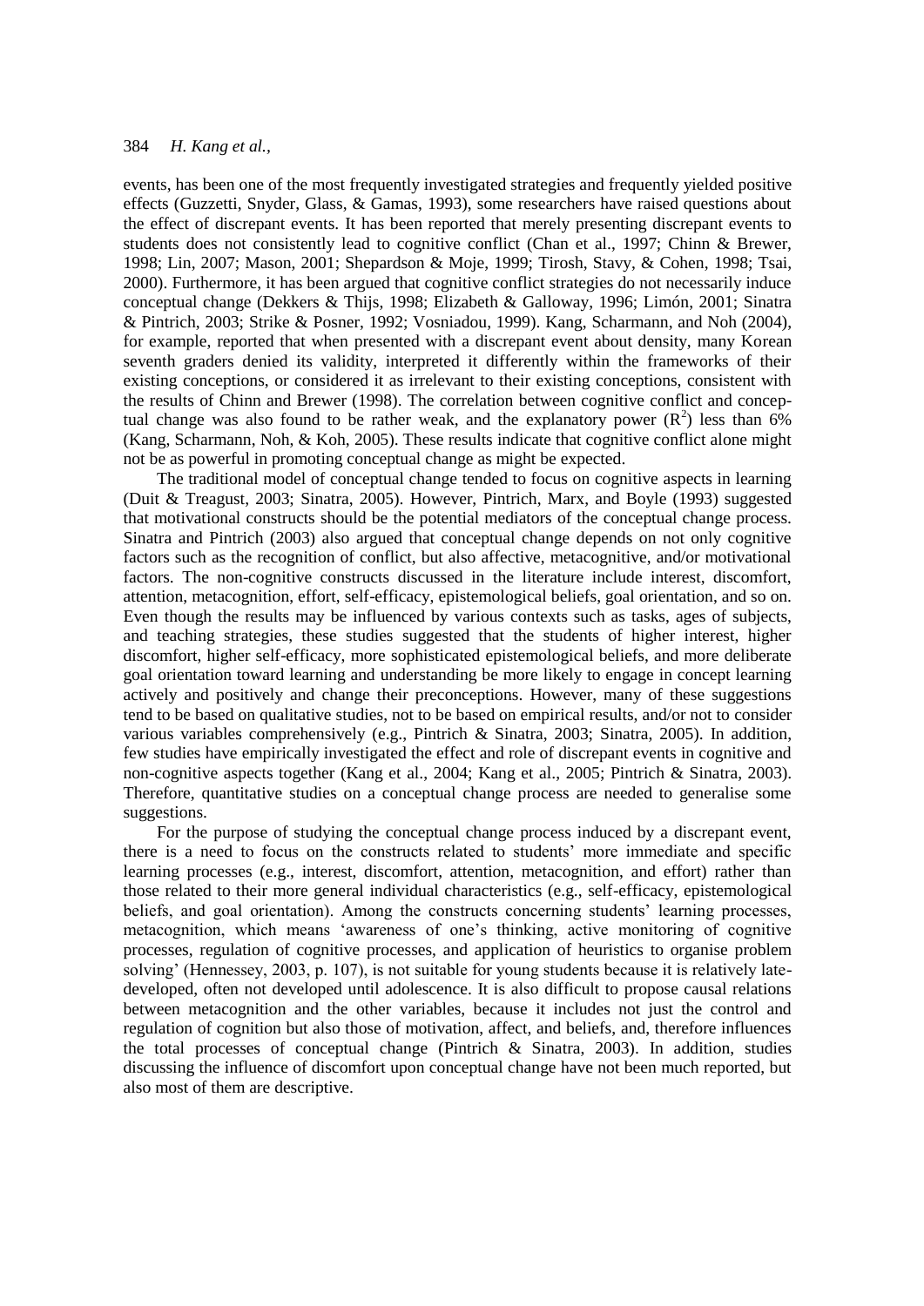events, has been one of the most frequently investigated strategies and frequently yielded positive effects (Guzzetti, Snyder, Glass, & Gamas, 1993), some researchers have raised questions about the effect of discrepant events. It has been reported that merely presenting discrepant events to students does not consistently lead to cognitive conflict (Chan et al., 1997; Chinn & Brewer, 1998; Lin, 2007; Mason, 2001; Shepardson & Moje, 1999; Tirosh, Stavy, & Cohen, 1998; Tsai, 2000). Furthermore, it has been argued that cognitive conflict strategies do not necessarily induce conceptual change (Dekkers & Thijs, 1998; Elizabeth & Galloway, 1996; Limón, 2001; Sinatra & Pintrich, 2003; Strike & Posner, 1992; Vosniadou, 1999). Kang, Scharmann, and Noh (2004), for example, reported that when presented with a discrepant event about density, many Korean seventh graders denied its validity, interpreted it differently within the frameworks of their existing conceptions, or considered it as irrelevant to their existing conceptions, consistent with the results of Chinn and Brewer (1998). The correlation between cognitive conflict and conceptual change was also found to be rather weak, and the explanatory power ($R^2$) less than 6% (Kang, Scharmann, Noh, & Koh, 2005). These results indicate that cognitive conflict alone might not be as powerful in promoting conceptual change as might be expected.

The traditional model of conceptual change tended to focus on cognitive aspects in learning (Duit & Treagust, 2003; Sinatra, 2005). However, Pintrich, Marx, and Boyle (1993) suggested that motivational constructs should be the potential mediators of the conceptual change process. Sinatra and Pintrich (2003) also argued that conceptual change depends on not only cognitive factors such as the recognition of conflict, but also affective, metacognitive, and/or motivational factors. The non-cognitive constructs discussed in the literature include interest, discomfort, attention, metacognition, effort, self-efficacy, epistemological beliefs, goal orientation, and so on. Even though the results may be influenced by various contexts such as tasks, ages of subjects, and teaching strategies, these studies suggested that the students of higher interest, higher discomfort, higher self-efficacy, more sophisticated epistemological beliefs, and more deliberate goal orientation toward learning and understanding be more likely to engage in concept learning actively and positively and change their preconceptions. However, many of these suggestions tend to be based on qualitative studies, not to be based on empirical results, and/or not to consider various variables comprehensively (e.g., Pintrich & Sinatra, 2003; Sinatra, 2005). In addition, few studies have empirically investigated the effect and role of discrepant events in cognitive and non-cognitive aspects together (Kang et al., 2004; Kang et al., 2005; Pintrich & Sinatra, 2003). Therefore, quantitative studies on a conceptual change process are needed to generalise some suggestions.

For the purpose of studying the conceptual change process induced by a discrepant event, there is a need to focus on the constructs related to students' more immediate and specific learning processes (e.g., interest, discomfort, attention, metacognition, and effort) rather than those related to their more general individual characteristics (e.g., self-efficacy, epistemological beliefs, and goal orientation). Among the constructs concerning students' learning processes, metacognition, which means 'awareness of one's thinking, active monitoring of cognitive processes, regulation of cognitive processes, and application of heuristics to organise problem solving' (Hennessey, 2003, p. 107), is not suitable for young students because it is relatively late-developed, often not developed until adolescence. It is also difficult to propose causal relations between metacognition and the other variables, because it includes not just the control and regulation of cognition but also those of motivation, affect, and beliefs, and, therefore influences the total processes of conceptual change (Pintrich & Sinatra, 2003). In addition, studies discussing the influence of discomfort upon conceptual change have not been much reported, but also most of them are descriptive.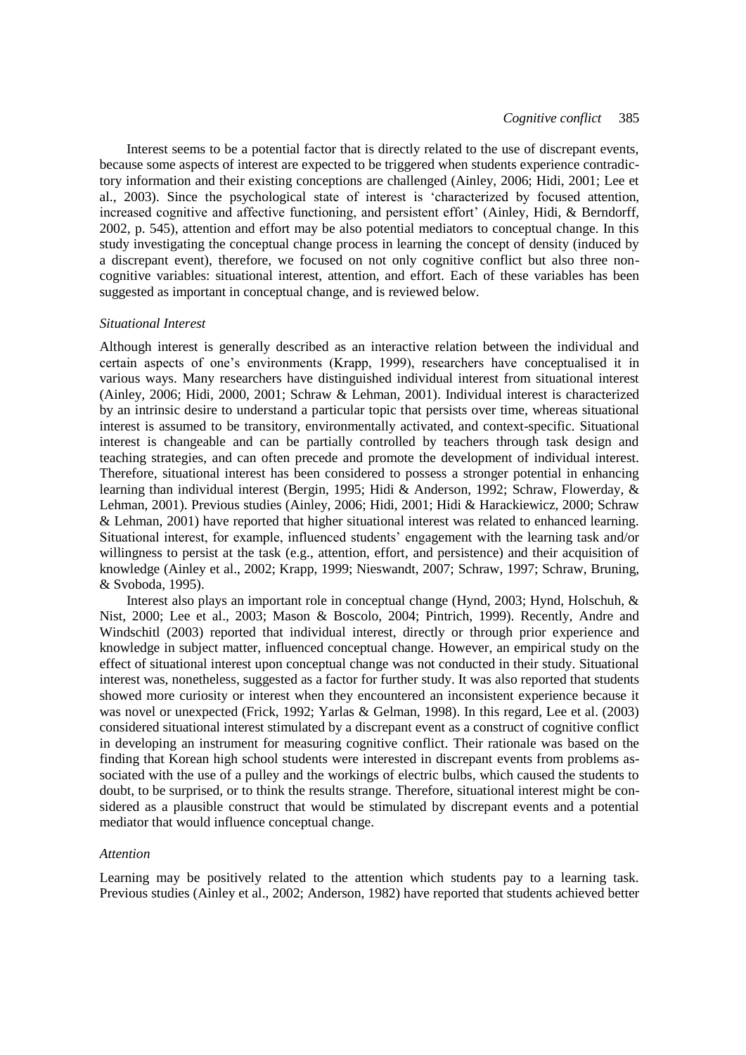Interest seems to be a potential factor that is directly related to the use of discrepant events, because some aspects of interest are expected to be triggered when students experience contradictory information and their existing conceptions are challenged (Ainley, 2006; Hidi, 2001; Lee et al., 2003). Since the psychological state of interest is 'characterized by focused attention, increased cognitive and affective functioning, and persistent effort' (Ainley, Hidi, & Berndorff, 2002, p. 545), attention and effort may be also potential mediators to conceptual change. In this study investigating the conceptual change process in learning the concept of density (induced by a discrepant event), therefore, we focused on not only cognitive conflict but also three non-cognitive variables: situational interest, attention, and effort. Each of these variables has been suggested as important in conceptual change, and is reviewed below.

### *Situational Interest*

Although interest is generally described as an interactive relation between the individual and certain aspects of one's environments (Krapp, 1999), researchers have conceptualised it in various ways. Many researchers have distinguished individual interest from situational interest (Ainley, 2006; Hidi, 2000, 2001; Schraw & Lehman, 2001). Individual interest is characterized by an intrinsic desire to understand a particular topic that persists over time, whereas situational interest is assumed to be transitory, environmentally activated, and context-specific. Situational interest is changeable and can be partially controlled by teachers through task design and teaching strategies, and can often precede and promote the development of individual interest. Therefore, situational interest has been considered to possess a stronger potential in enhancing learning than individual interest (Bergin, 1995; Hidi & Anderson, 1992; Schraw, Flowerday, & Lehman, 2001). Previous studies (Ainley, 2006; Hidi, 2001; Hidi & Harackiewicz, 2000; Schraw & Lehman, 2001) have reported that higher situational interest was related to enhanced learning. Situational interest, for example, influenced students' engagement with the learning task and/or willingness to persist at the task (e.g., attention, effort, and persistence) and their acquisition of knowledge (Ainley et al., 2002; Krapp, 1999; Nieswandt, 2007; Schraw, 1997; Schraw, Bruning, & Svoboda, 1995).

Interest also plays an important role in conceptual change (Hynd, 2003; Hynd, Holschuh, & Nist, 2000; Lee et al., 2003; Mason & Boscolo, 2004; Pintrich, 1999). Recently, Andre and Windschitl (2003) reported that individual interest, directly or through prior experience and knowledge in subject matter, influenced conceptual change. However, an empirical study on the effect of situational interest upon conceptual change was not conducted in their study. Situational interest was, nonetheless, suggested as a factor for further study. It was also reported that students showed more curiosity or interest when they encountered an inconsistent experience because it was novel or unexpected (Frick, 1992; Yarlas & Gelman, 1998). In this regard, Lee et al. (2003) considered situational interest stimulated by a discrepant event as a construct of cognitive conflict in developing an instrument for measuring cognitive conflict. Their rationale was based on the finding that Korean high school students were interested in discrepant events from problems associated with the use of a pulley and the workings of electric bulbs, which caused the students to doubt, to be surprised, or to think the results strange. Therefore, situational interest might be considered as a plausible construct that would be stimulated by discrepant events and a potential mediator that would influence conceptual change.

### *Attention*

Learning may be positively related to the attention which students pay to a learning task. Previous studies (Ainley et al., 2002; Anderson, 1982) have reported that students achieved better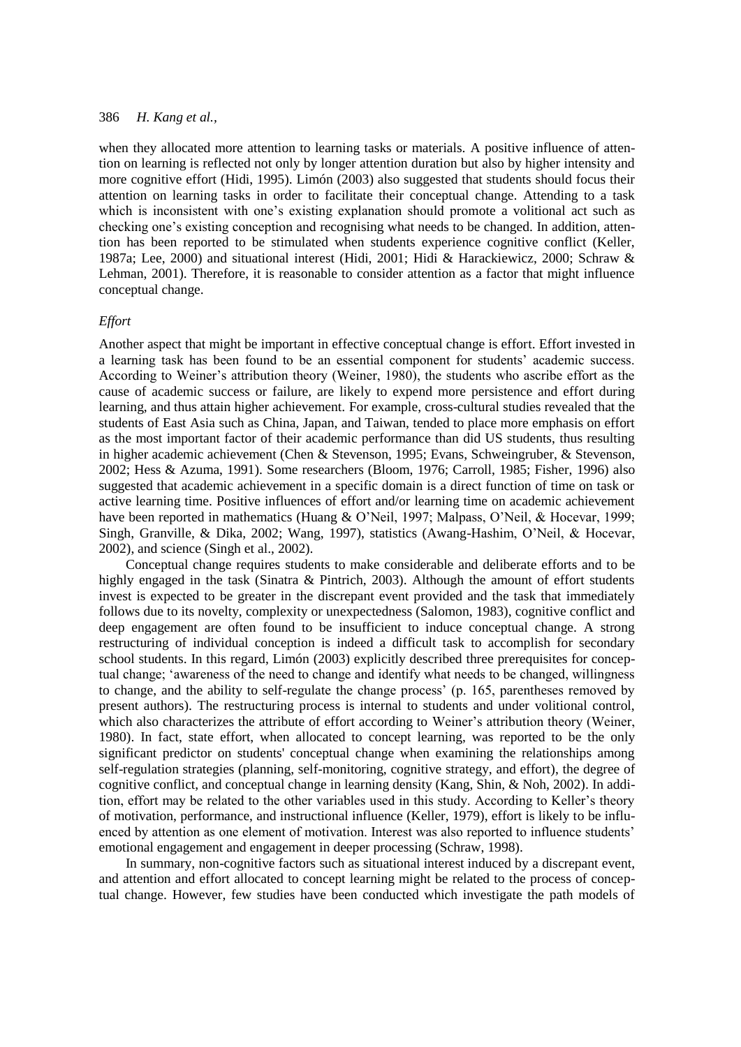when they allocated more attention to learning tasks or materials. A positive influence of attention on learning is reflected not only by longer attention duration but also by higher intensity and more cognitive effort (Hidi, 1995). Limón (2003) also suggested that students should focus their attention on learning tasks in order to facilitate their conceptual change. Attending to a task which is inconsistent with one's existing explanation should promote a volitional act such as checking one's existing conception and recognising what needs to be changed. In addition, attention has been reported to be stimulated when students experience cognitive conflict (Keller, 1987a; Lee, 2000) and situational interest (Hidi, 2001; Hidi & Harackiewicz, 2000; Schraw & Lehman, 2001). Therefore, it is reasonable to consider attention as a factor that might influence conceptual change.

### *Effort*

Another aspect that might be important in effective conceptual change is effort. Effort invested in a learning task has been found to be an essential component for students' academic success. According to Weiner's attribution theory (Weiner, 1980), the students who ascribe effort as the cause of academic success or failure, are likely to expend more persistence and effort during learning, and thus attain higher achievement. For example, cross-cultural studies revealed that the students of East Asia such as China, Japan, and Taiwan, tended to place more emphasis on effort as the most important factor of their academic performance than did US students, thus resulting in higher academic achievement (Chen & Stevenson, 1995; Evans, Schweingruber, & Stevenson, 2002; Hess & Azuma, 1991). Some researchers (Bloom, 1976; Carroll, 1985; Fisher, 1996) also suggested that academic achievement in a specific domain is a direct function of time on task or active learning time. Positive influences of effort and/or learning time on academic achievement have been reported in mathematics (Huang & O'Neil, 1997; Malpass, O'Neil, & Hocevar, 1999; Singh, Granville, & Dika, 2002; Wang, 1997), statistics (Awang-Hashim, O'Neil, & Hocevar, 2002), and science (Singh et al., 2002).

Conceptual change requires students to make considerable and deliberate efforts and to be highly engaged in the task (Sinatra & Pintrich, 2003). Although the amount of effort students invest is expected to be greater in the discrepant event provided and the task that immediately follows due to its novelty, complexity or unexpectedness (Salomon, 1983), cognitive conflict and deep engagement are often found to be insufficient to induce conceptual change. A strong restructuring of individual conception is indeed a difficult task to accomplish for secondary school students. In this regard, Limón (2003) explicitly described three prerequisites for conceptual change; 'awareness of the need to change and identify what needs to be changed, willingness to change, and the ability to self-regulate the change process' (p. 165, parentheses removed by present authors). The restructuring process is internal to students and under volitional control, which also characterizes the attribute of effort according to Weiner's attribution theory (Weiner, 1980). In fact, state effort, when allocated to concept learning, was reported to be the only significant predictor on students' conceptual change when examining the relationships among self-regulation strategies (planning, self-monitoring, cognitive strategy, and effort), the degree of cognitive conflict, and conceptual change in learning density (Kang, Shin, & Noh, 2002). In addition, effort may be related to the other variables used in this study. According to Keller's theory of motivation, performance, and instructional influence (Keller, 1979), effort is likely to be influenced by attention as one element of motivation. Interest was also reported to influence students' emotional engagement and engagement in deeper processing (Schraw, 1998).

In summary, non-cognitive factors such as situational interest induced by a discrepant event, and attention and effort allocated to concept learning might be related to the process of conceptual change. However, few studies have been conducted which investigate the path models of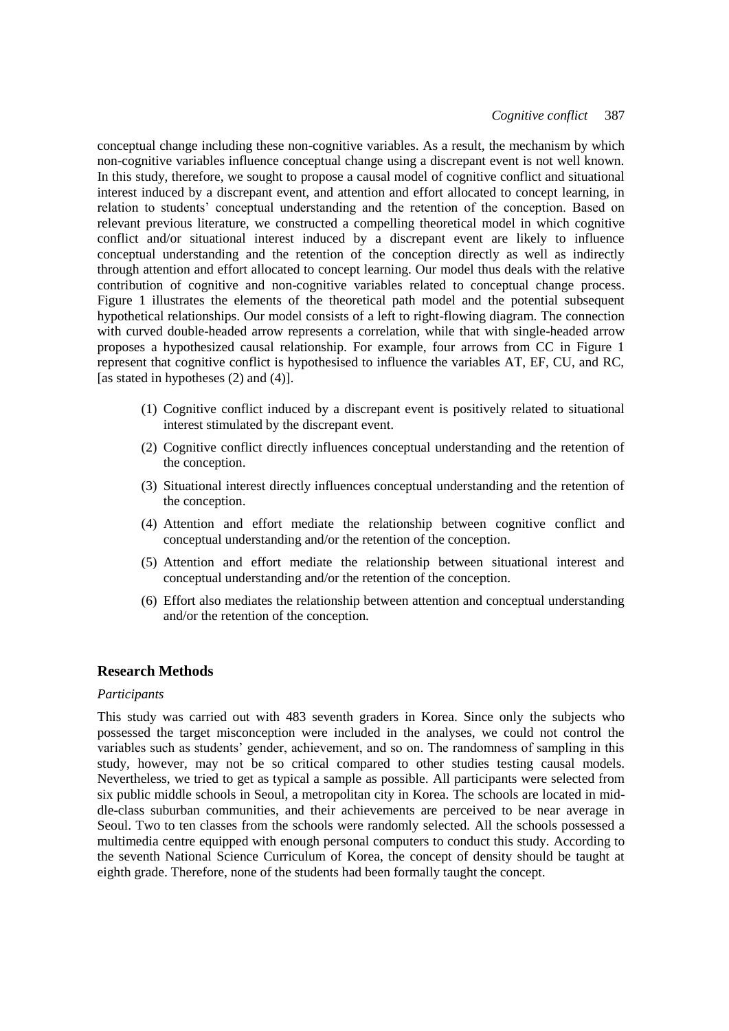conceptual change including these non-cognitive variables. As a result, the mechanism by which non-cognitive variables influence conceptual change using a discrepant event is not well known. In this study, therefore, we sought to propose a causal model of cognitive conflict and situational interest induced by a discrepant event, and attention and effort allocated to concept learning, in relation to students' conceptual understanding and the retention of the conception. Based on relevant previous literature, we constructed a compelling theoretical model in which cognitive conflict and/or situational interest induced by a discrepant event are likely to influence conceptual understanding and the retention of the conception directly as well as indirectly through attention and effort allocated to concept learning. Our model thus deals with the relative contribution of cognitive and non-cognitive variables related to conceptual change process. Figure 1 illustrates the elements of the theoretical path model and the potential subsequent hypothetical relationships. Our model consists of a left to right-flowing diagram. The connection with curved double-headed arrow represents a correlation, while that with single-headed arrow proposes a hypothesized causal relationship. For example, four arrows from CC in Figure 1 represent that cognitive conflict is hypothesised to influence the variables AT, EF, CU, and RC, [as stated in hypotheses (2) and (4)].

(1) Cognitive conflict induced by a discrepant event is positively related to situational interest stimulated by the discrepant event.

(2) Cognitive conflict directly influences conceptual understanding and the retention of the conception.

(3) Situational interest directly influences conceptual understanding and the retention of the conception.

(4) Attention and effort mediate the relationship between cognitive conflict and conceptual understanding and/or the retention of the conception.

(5) Attention and effort mediate the relationship between situational interest and conceptual understanding and/or the retention of the conception.

(6) Effort also mediates the relationship between attention and conceptual understanding and/or the retention of the conception.

## Research Methods

### *Participants*

This study was carried out with 483 seventh graders in Korea. Since only the subjects who possessed the target misconception were included in the analyses, we could not control the variables such as students' gender, achievement, and so on. The randomness of sampling in this study, however, may not be so critical compared to other studies testing causal models. Nevertheless, we tried to get as typical a sample as possible. All participants were selected from six public middle schools in Seoul, a metropolitan city in Korea. The schools are located in middle-class suburban communities, and their achievements are perceived to be near average in Seoul. Two to ten classes from the schools were randomly selected. All the schools possessed a multimedia centre equipped with enough personal computers to conduct this study. According to the seventh National Science Curriculum of Korea, the concept of density should be taught at eighth grade. Therefore, none of the students had been formally taught the concept.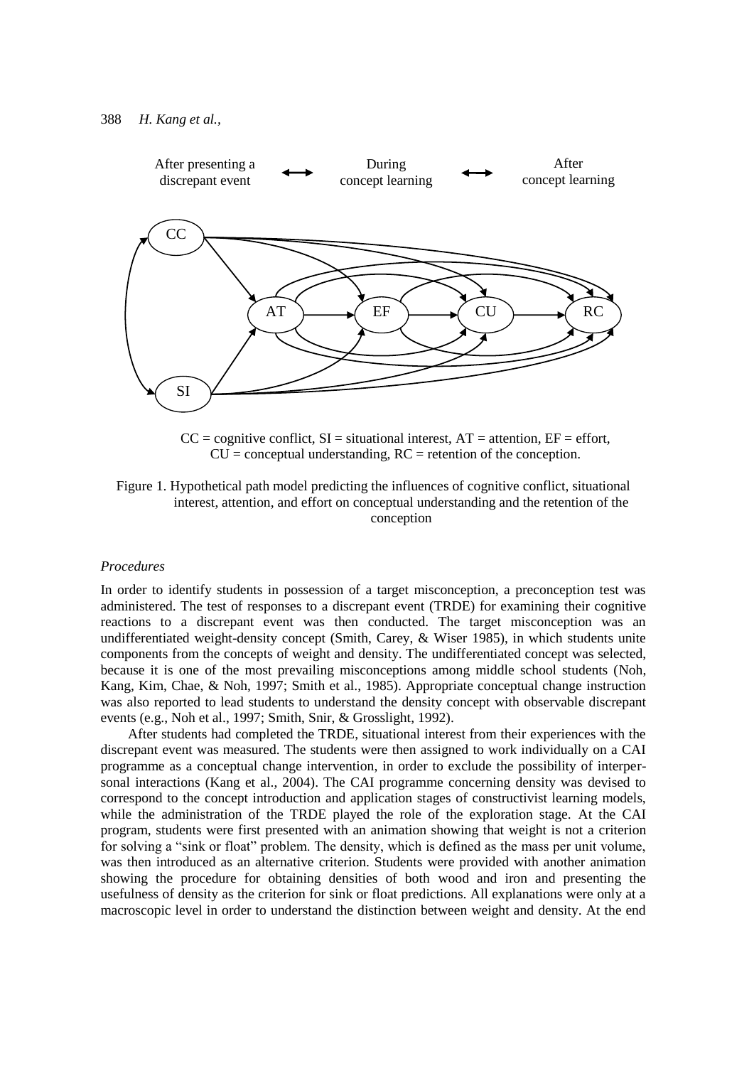After presenting a discrepant event ⟷ During concept learning ⟷ After concept learning

CC = cognitive conflict, SI = situational interest, AT = attention, EF = effort, CU = conceptual understanding, RC = retention of the conception.

Figure 1. Hypothetical path model predicting the influences of cognitive conflict, situational interest, attention, and effort on conceptual understanding and the retention of the conception

### *Procedures*

In order to identify students in possession of a target misconception, a preconception test was administered. The test of responses to a discrepant event (TRDE) for examining their cognitive reactions to a discrepant event was then conducted. The target misconception was an undifferentiated weight-density concept (Smith, Carey, & Wiser 1985), in which students unite components from the concepts of weight and density. The undifferentiated concept was selected, because it is one of the most prevailing misconceptions among middle school students (Noh, Kang, Kim, Chae, & Noh, 1997; Smith et al., 1985). Appropriate conceptual change instruction was also reported to lead students to understand the density concept with observable discrepant events (e.g., Noh et al., 1997; Smith, Snir, & Grosslight, 1992).

After students had completed the TRDE, situational interest from their experiences with the discrepant event was measured. The students were then assigned to work individually on a CAI programme as a conceptual change intervention, in order to exclude the possibility of interpersonal interactions (Kang et al., 2004). The CAI programme concerning density was devised to correspond to the concept introduction and application stages of constructivist learning models, while the administration of the TRDE played the role of the exploration stage. At the CAI program, students were first presented with an animation showing that weight is not a criterion for solving a "sink or float" problem. The density, which is defined as the mass per unit volume, was then introduced as an alternative criterion. Students were provided with another animation showing the procedure for obtaining densities of both wood and iron and presenting the usefulness of density as the criterion for sink or float predictions. All explanations were only at a macroscopic level in order to understand the distinction between weight and density. At the end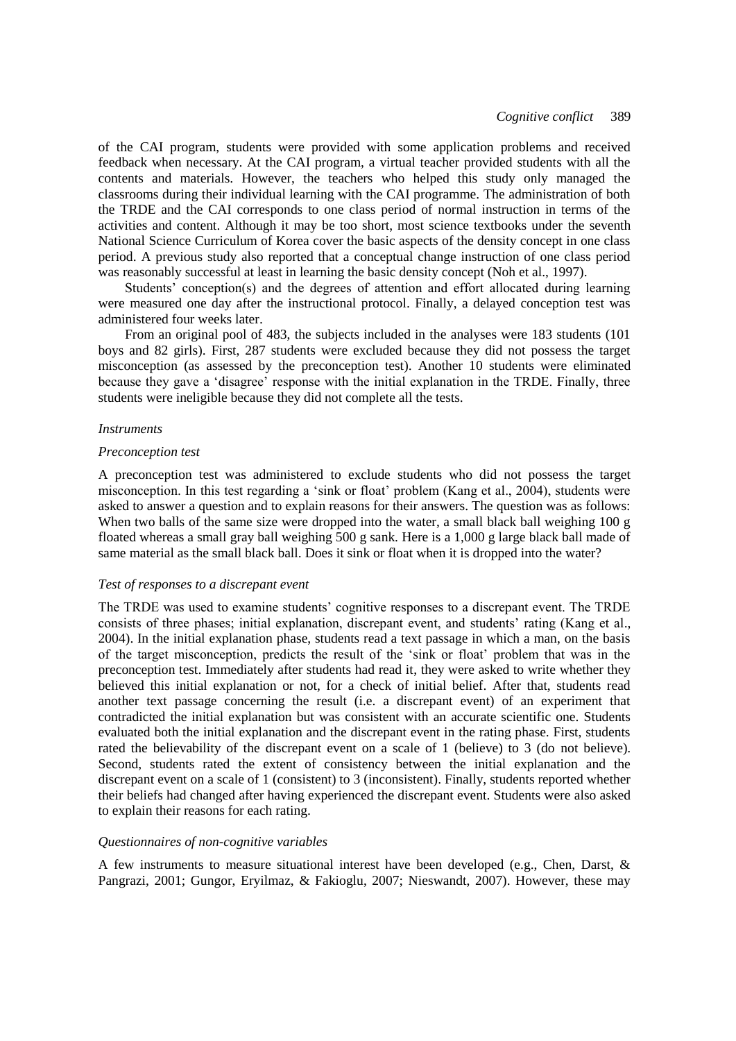of the CAI program, students were provided with some application problems and received feedback when necessary. At the CAI program, a virtual teacher provided students with all the contents and materials. However, the teachers who helped this study only managed the classrooms during their individual learning with the CAI programme. The administration of both the TRDE and the CAI corresponds to one class period of normal instruction in terms of the activities and content. Although it may be too short, most science textbooks under the seventh National Science Curriculum of Korea cover the basic aspects of the density concept in one class period. A previous study also reported that a conceptual change instruction of one class period was reasonably successful at least in learning the basic density concept (Noh et al., 1997).

Students' conception(s) and the degrees of attention and effort allocated during learning were measured one day after the instructional protocol. Finally, a delayed conception test was administered four weeks later.

From an original pool of 483, the subjects included in the analyses were 183 students (101 boys and 82 girls). First, 287 students were excluded because they did not possess the target misconception (as assessed by the preconception test). Another 10 students were eliminated because they gave a 'disagree' response with the initial explanation in the TRDE. Finally, three students were ineligible because they did not complete all the tests.

### *Instruments*

#### *Preconception test*

A preconception test was administered to exclude students who did not possess the target misconception. In this test regarding a 'sink or float' problem (Kang et al., 2004), students were asked to answer a question and to explain reasons for their answers. The question was as follows: When two balls of the same size were dropped into the water, a small black ball weighing 100 g floated whereas a small gray ball weighing 500 g sank. Here is a 1,000 g large black ball made of same material as the small black ball. Does it sink or float when it is dropped into the water?

#### *Test of responses to a discrepant event*

The TRDE was used to examine students' cognitive responses to a discrepant event. The TRDE consists of three phases; initial explanation, discrepant event, and students' rating (Kang et al., 2004). In the initial explanation phase, students read a text passage in which a man, on the basis of the target misconception, predicts the result of the 'sink or float' problem that was in the preconception test. Immediately after students had read it, they were asked to write whether they believed this initial explanation or not, for a check of initial belief. After that, students read another text passage concerning the result (i.e. a discrepant event) of an experiment that contradicted the initial explanation but was consistent with an accurate scientific one. Students evaluated both the initial explanation and the discrepant event in the rating phase. First, students rated the believability of the discrepant event on a scale of 1 (believe) to 3 (do not believe). Second, students rated the extent of consistency between the initial explanation and the discrepant event on a scale of 1 (consistent) to 3 (inconsistent). Finally, students reported whether their beliefs had changed after having experienced the discrepant event. Students were also asked to explain their reasons for each rating.

#### *Questionnaires of non-cognitive variables*

A few instruments to measure situational interest have been developed (e.g., Chen, Darst, & Pangrazi, 2001; Gungor, Eryilmaz, & Fakioglu, 2007; Nieswandt, 2007). However, these may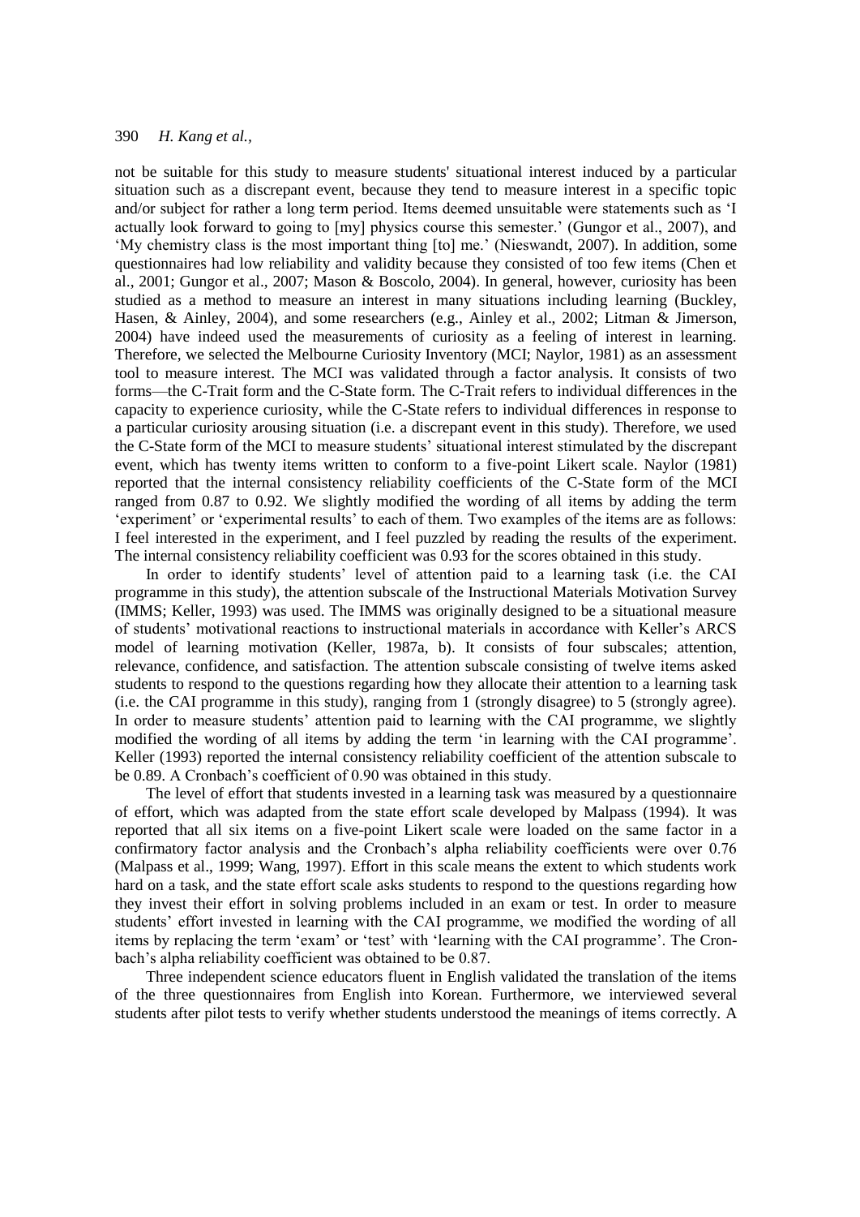not be suitable for this study to measure students' situational interest induced by a particular situation such as a discrepant event, because they tend to measure interest in a specific topic and/or subject for rather a long term period. Items deemed unsuitable were statements such as 'I actually look forward to going to [my] physics course this semester.' (Gungor et al., 2007), and 'My chemistry class is the most important thing [to] me.' (Nieswandt, 2007). In addition, some questionnaires had low reliability and validity because they consisted of too few items (Chen et al., 2001; Gungor et al., 2007; Mason & Boscolo, 2004). In general, however, curiosity has been studied as a method to measure an interest in many situations including learning (Buckley, Hasen, & Ainley, 2004), and some researchers (e.g., Ainley et al., 2002; Litman & Jimerson, 2004) have indeed used the measurements of curiosity as a feeling of interest in learning. Therefore, we selected the Melbourne Curiosity Inventory (MCI; Naylor, 1981) as an assessment tool to measure interest. The MCI was validated through a factor analysis. It consists of two forms—the C-Trait form and the C-State form. The C-Trait refers to individual differences in the capacity to experience curiosity, while the C-State refers to individual differences in response to a particular curiosity arousing situation (i.e. a discrepant event in this study). Therefore, we used the C-State form of the MCI to measure students' situational interest stimulated by the discrepant event, which has twenty items written to conform to a five-point Likert scale. Naylor (1981) reported that the internal consistency reliability coefficients of the C-State form of the MCI ranged from 0.87 to 0.92. We slightly modified the wording of all items by adding the term 'experiment' or 'experimental results' to each of them. Two examples of the items are as follows: I feel interested in the experiment, and I feel puzzled by reading the results of the experiment. The internal consistency reliability coefficient was 0.93 for the scores obtained in this study.

In order to identify students' level of attention paid to a learning task (i.e. the CAI programme in this study), the attention subscale of the Instructional Materials Motivation Survey (IMMS; Keller, 1993) was used. The IMMS was originally designed to be a situational measure of students' motivational reactions to instructional materials in accordance with Keller's ARCS model of learning motivation (Keller, 1987a, b). It consists of four subscales; attention, relevance, confidence, and satisfaction. The attention subscale consisting of twelve items asked students to respond to the questions regarding how they allocate their attention to a learning task (i.e. the CAI programme in this study), ranging from 1 (strongly disagree) to 5 (strongly agree). In order to measure students' attention paid to learning with the CAI programme, we slightly modified the wording of all items by adding the term 'in learning with the CAI programme'. Keller (1993) reported the internal consistency reliability coefficient of the attention subscale to be 0.89. A Cronbach's coefficient of 0.90 was obtained in this study.

The level of effort that students invested in a learning task was measured by a questionnaire of effort, which was adapted from the state effort scale developed by Malpass (1994). It was reported that all six items on a five-point Likert scale were loaded on the same factor in a confirmatory factor analysis and the Cronbach's alpha reliability coefficients were over 0.76 (Malpass et al., 1999; Wang, 1997). Effort in this scale means the extent to which students work hard on a task, and the state effort scale asks students to respond to the questions regarding how they invest their effort in solving problems included in an exam or test. In order to measure students' effort invested in learning with the CAI programme, we modified the wording of all items by replacing the term 'exam' or 'test' with 'learning with the CAI programme'. The Cronbach's alpha reliability coefficient was obtained to be 0.87.

Three independent science educators fluent in English validated the translation of the items of the three questionnaires from English into Korean. Furthermore, we interviewed several students after pilot tests to verify whether students understood the meanings of items correctly. A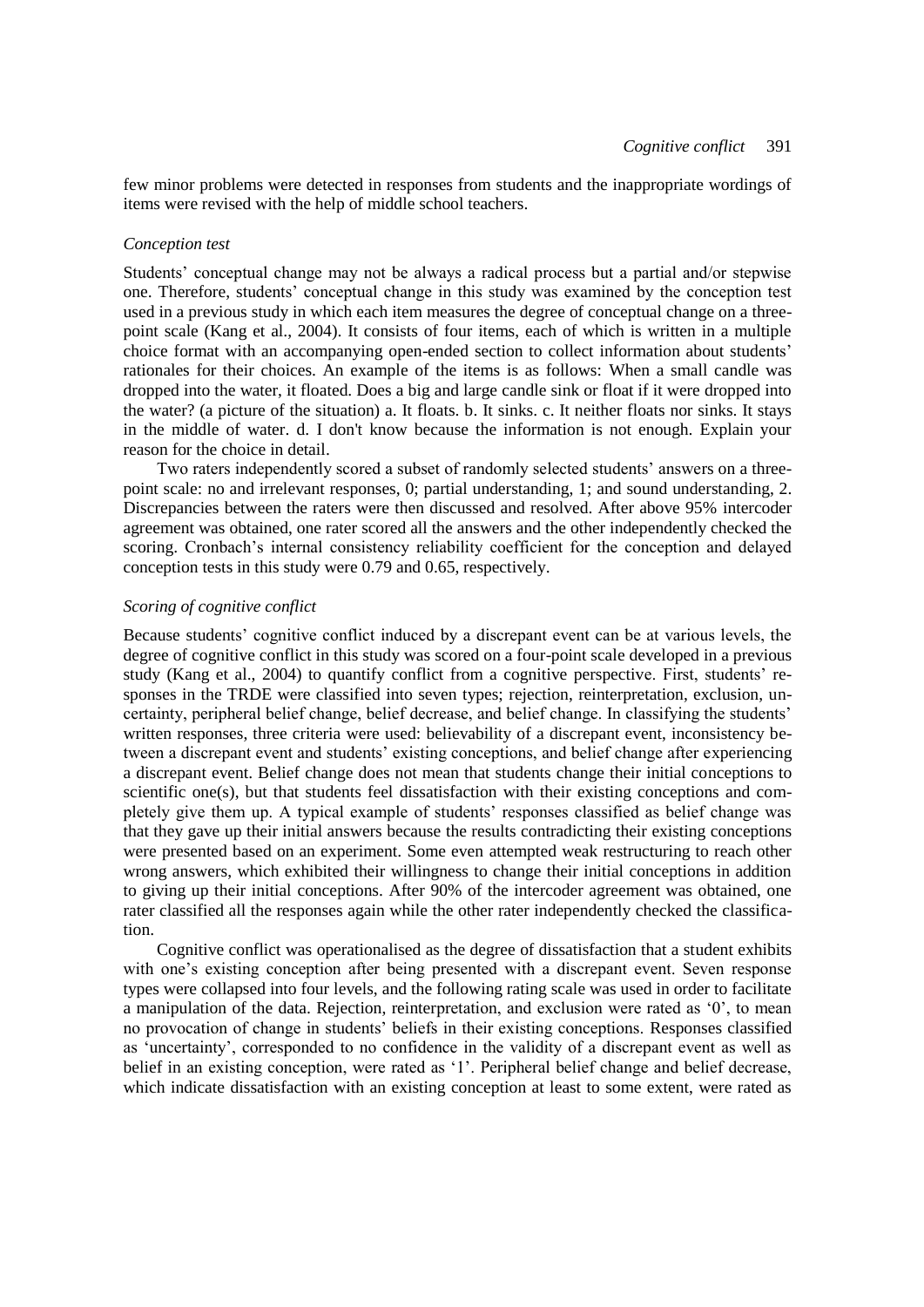few minor problems were detected in responses from students and the inappropriate wordings of items were revised with the help of middle school teachers.

### *Conception test*

Students' conceptual change may not be always a radical process but a partial and/or stepwise one. Therefore, students' conceptual change in this study was examined by the conception test used in a previous study in which each item measures the degree of conceptual change on a three-point scale (Kang et al., 2004). It consists of four items, each of which is written in a multiple choice format with an accompanying open-ended section to collect information about students' rationales for their choices. An example of the items is as follows: When a small candle was dropped into the water, it floated. Does a big and large candle sink or float if it were dropped into the water? (a picture of the situation) a. It floats. b. It sinks. c. It neither floats nor sinks. It stays in the middle of water. d. I don't know because the information is not enough. Explain your reason for the choice in detail.

Two raters independently scored a subset of randomly selected students' answers on a three-point scale: no and irrelevant responses, 0; partial understanding, 1; and sound understanding, 2. Discrepancies between the raters were then discussed and resolved. After above 95% intercoder agreement was obtained, one rater scored all the answers and the other independently checked the scoring. Cronbach's internal consistency reliability coefficient for the conception and delayed conception tests in this study were 0.79 and 0.65, respectively.

### *Scoring of cognitive conflict*

Because students' cognitive conflict induced by a discrepant event can be at various levels, the degree of cognitive conflict in this study was scored on a four-point scale developed in a previous study (Kang et al., 2004) to quantify conflict from a cognitive perspective. First, students' responses in the TRDE were classified into seven types; rejection, reinterpretation, exclusion, uncertainty, peripheral belief change, belief decrease, and belief change. In classifying the students' written responses, three criteria were used: believability of a discrepant event, inconsistency between a discrepant event and students' existing conceptions, and belief change after experiencing a discrepant event. Belief change does not mean that students change their initial conceptions to scientific one(s), but that students feel dissatisfaction with their existing conceptions and completely give them up. A typical example of students' responses classified as belief change was that they gave up their initial answers because the results contradicting their existing conceptions were presented based on an experiment. Some even attempted weak restructuring to reach other wrong answers, which exhibited their willingness to change their initial conceptions in addition to giving up their initial conceptions. After 90% of the intercoder agreement was obtained, one rater classified all the responses again while the other rater independently checked the classification.

Cognitive conflict was operationalised as the degree of dissatisfaction that a student exhibits with one's existing conception after being presented with a discrepant event. Seven response types were collapsed into four levels, and the following rating scale was used in order to facilitate a manipulation of the data. Rejection, reinterpretation, and exclusion were rated as '0', to mean no provocation of change in students' beliefs in their existing conceptions. Responses classified as 'uncertainty', corresponded to no confidence in the validity of a discrepant event as well as belief in an existing conception, were rated as '1'. Peripheral belief change and belief decrease, which indicate dissatisfaction with an existing conception at least to some extent, were rated as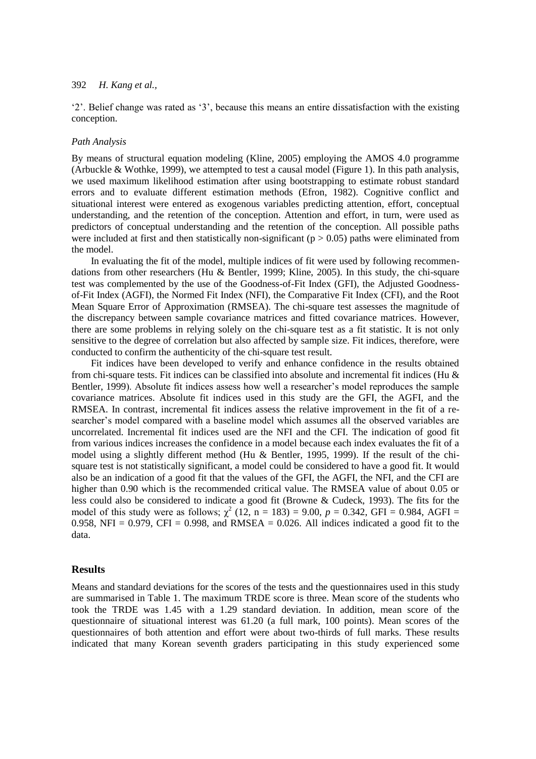'2'. Belief change was rated as '3', because this means an entire dissatisfaction with the existing conception.

### *Path Analysis*

By means of structural equation modeling (Kline, 2005) employing the AMOS 4.0 programme (Arbuckle & Wothke, 1999), we attempted to test a causal model (Figure 1). In this path analysis, we used maximum likelihood estimation after using bootstrapping to estimate robust standard errors and to evaluate different estimation methods (Efron, 1982). Cognitive conflict and situational interest were entered as exogenous variables predicting attention, effort, conceptual understanding, and the retention of the conception. Attention and effort, in turn, were used as predictors of conceptual understanding and the retention of the conception. All possible paths were included at first and then statistically non-significant ($p > 0.05$) paths were eliminated from the model.

In evaluating the fit of the model, multiple indices of fit were used by following recommendations from other researchers (Hu & Bentler, 1999; Kline, 2005). In this study, the chi-square test was complemented by the use of the Goodness-of-Fit Index (GFI), the Adjusted Goodness-of-Fit Index (AGFI), the Normed Fit Index (NFI), the Comparative Fit Index (CFI), and the Root Mean Square Error of Approximation (RMSEA). The chi-square test assesses the magnitude of the discrepancy between sample covariance matrices and fitted covariance matrices. However, there are some problems in relying solely on the chi-square test as a fit statistic. It is not only sensitive to the degree of correlation but also affected by sample size. Fit indices, therefore, were conducted to confirm the authenticity of the chi-square test result.

Fit indices have been developed to verify and enhance confidence in the results obtained from chi-square tests. Fit indices can be classified into absolute and incremental fit indices (Hu & Bentler, 1999). Absolute fit indices assess how well a researcher's model reproduces the sample covariance matrices. Absolute fit indices used in this study are the GFI, the AGFI, and the RMSEA. In contrast, incremental fit indices assess the relative improvement in the fit of a researcher's model compared with a baseline model which assumes all the observed variables are uncorrelated. Incremental fit indices used are the NFI and the CFI. The indication of good fit from various indices increases the confidence in a model because each index evaluates the fit of a model using a slightly different method (Hu & Bentler, 1995, 1999). If the result of the chi-square test is not statistically significant, a model could be considered to have a good fit. It would also be an indication of a good fit that the values of the GFI, the AGFI, the NFI, and the CFI are higher than 0.90 which is the recommended critical value. The RMSEA value of about 0.05 or less could also be considered to indicate a good fit (Browne & Cudeck, 1993). The fits for the model of this study were as follows; $\chi^2$ (12, n = 183) = 9.00, $p = 0.342$, GFI = 0.984, AGFI = 0.958, NFI = 0.979, CFI = 0.998, and RMSEA = 0.026. All indices indicated a good fit to the data.

## Results

Means and standard deviations for the scores of the tests and the questionnaires used in this study are summarised in Table 1. The maximum TRDE score is three. Mean score of the students who took the TRDE was 1.45 with a 1.29 standard deviation. In addition, mean score of the questionnaire of situational interest was 61.20 (a full mark, 100 points). Mean scores of the questionnaires of both attention and effort were about two-thirds of full marks. These results indicated that many Korean seventh graders participating in this study experienced some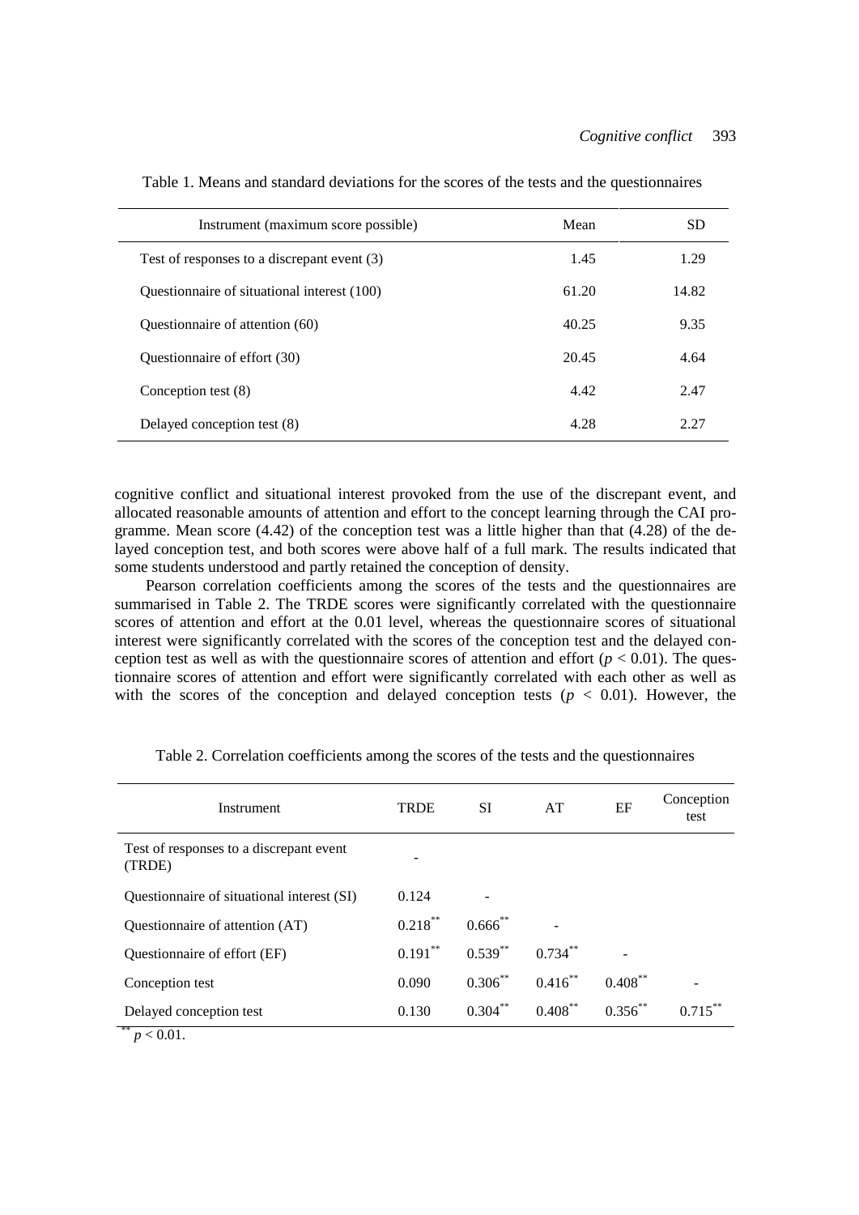Table 1. Means and standard deviations for the scores of the tests and the questionnaires

| Instrument (maximum score possible) | Mean | SD |
|---|---|---|
| Test of responses to a discrepant event (3) | 1.45 | 1.29 |
| Questionnaire of situational interest (100) | 61.20 | 14.82 |
| Questionnaire of attention (60) | 40.25 | 9.35 |
| Questionnaire of effort (30) | 20.45 | 4.64 |
| Conception test (8) | 4.42 | 2.47 |
| Delayed conception test (8) | 4.28 | 2.27 |

cognitive conflict and situational interest provoked from the use of the discrepant event, and allocated reasonable amounts of attention and effort to the concept learning through the CAI programme. Mean score (4.42) of the conception test was a little higher than that (4.28) of the delayed conception test, and both scores were above half of a full mark. The results indicated that some students understood and partly retained the conception of density.

Pearson correlation coefficients among the scores of the tests and the questionnaires are summarised in Table 2. The TRDE scores were significantly correlated with the questionnaire scores of attention and effort at the 0.01 level, whereas the questionnaire scores of situational interest were significantly correlated with the scores of the conception test and the delayed conception test as well as with the questionnaire scores of attention and effort ($p < 0.01$). The questionnaire scores of attention and effort were significantly correlated with each other as well as with the scores of the conception and delayed conception tests ($p < 0.01$). However, the

Table 2. Correlation coefficients among the scores of the tests and the questionnaires

| Instrument | TRDE | SI | AT | EF | Conception test |
|---|---|---|---|---|---|
| Test of responses to a discrepant event (TRDE) | - | | | | |
| Questionnaire of situational interest (SI) | 0.124 | - | | | |
| Questionnaire of attention (AT) | 0.218** | 0.666** | - | | |
| Questionnaire of effort (EF) | 0.191** | 0.539** | 0.734** | - | |
| Conception test | 0.090 | 0.306** | 0.416** | 0.408** | - |
| Delayed conception test | 0.130 | 0.304** | 0.408** | 0.356** | 0.715** |

** $p < 0.01$.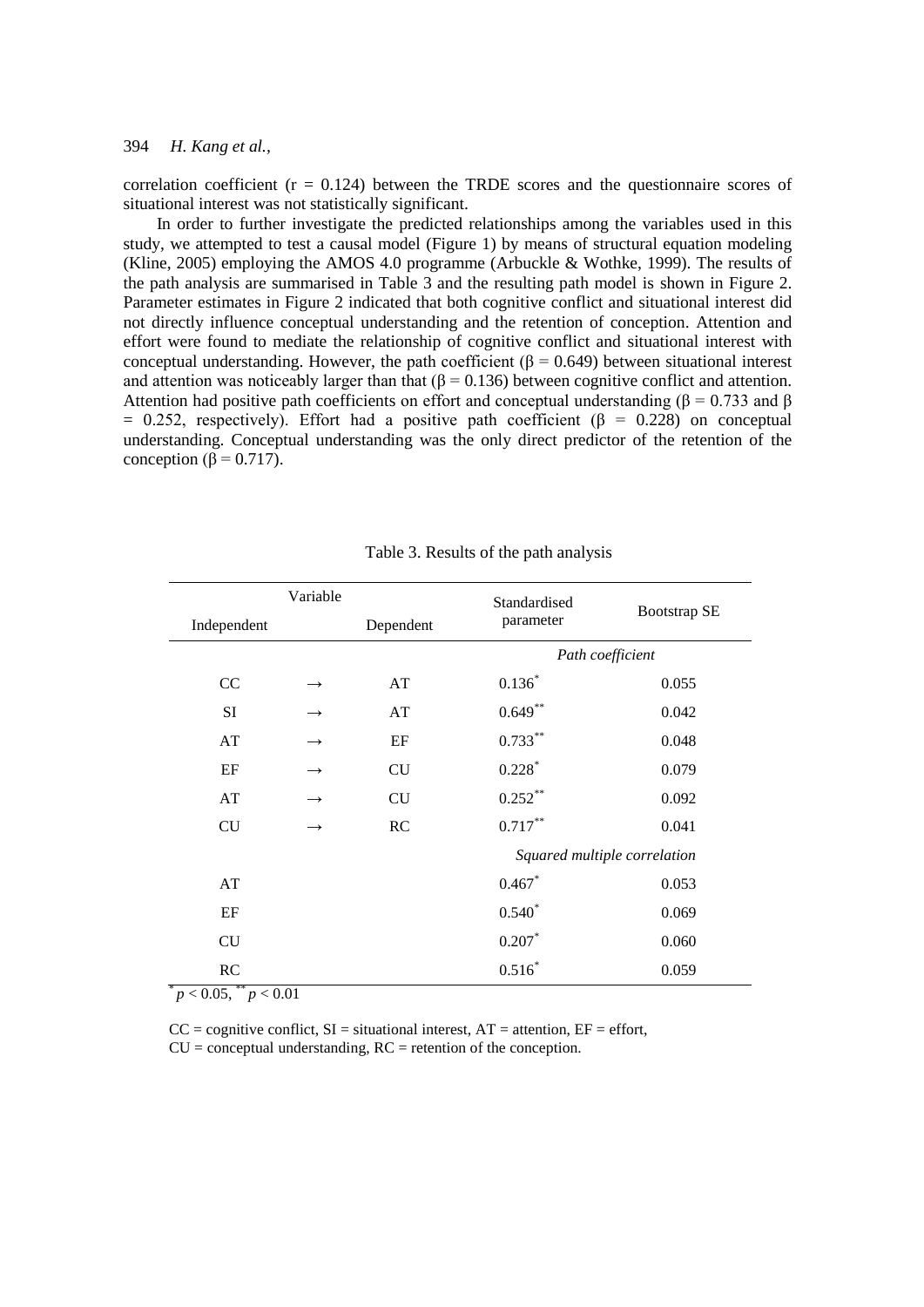correlation coefficient ($r = 0.124$) between the TRDE scores and the questionnaire scores of situational interest was not statistically significant.

In order to further investigate the predicted relationships among the variables used in this study, we attempted to test a causal model (Figure 1) by means of structural equation modeling (Kline, 2005) employing the AMOS 4.0 programme (Arbuckle & Wothke, 1999). The results of the path analysis are summarised in Table 3 and the resulting path model is shown in Figure 2. Parameter estimates in Figure 2 indicated that both cognitive conflict and situational interest did not directly influence conceptual understanding and the retention of conception. Attention and effort were found to mediate the relationship of cognitive conflict and situational interest with conceptual understanding. However, the path coefficient ($\beta = 0.649$) between situational interest and attention was noticeably larger than that ($\beta = 0.136$) between cognitive conflict and attention. Attention had positive path coefficients on effort and conceptual understanding ($\beta = 0.733$ and $\beta = 0.252$, respectively). Effort had a positive path coefficient ($\beta = 0.228$) on conceptual understanding. Conceptual understanding was the only direct predictor of the retention of the conception ($\beta = 0.717$).

Table 3. Results of the path analysis

| Variable | | | Standardised parameter | Bootstrap SE |
|---|---|---|---|---|
| Independent | | Dependent | | |
| | | | *Path coefficient* | |
| CC | → | AT | $0.136^{*}$ | 0.055 |
| SI | → | AT | $0.649^{**}$ | 0.042 |
| AT | → | EF | $0.733^{**}$ | 0.048 |
| EF | → | CU | $0.228^{*}$ | 0.079 |
| AT | → | CU | $0.252^{**}$ | 0.092 |
| CU | → | RC | $0.717^{**}$ | 0.041 |
| | | | *Squared multiple correlation* | |
| AT | | | $0.467^{*}$ | 0.053 |
| EF | | | $0.540^{*}$ | 0.069 |
| CU | | | $0.207^{*}$ | 0.060 |
| RC | | | $0.516^{*}$ | 0.059 |

$^{*}p < 0.05$, $^{**}p < 0.01$

CC = cognitive conflict, SI = situational interest, AT = attention, EF = effort,
CU = conceptual understanding, RC = retention of the conception.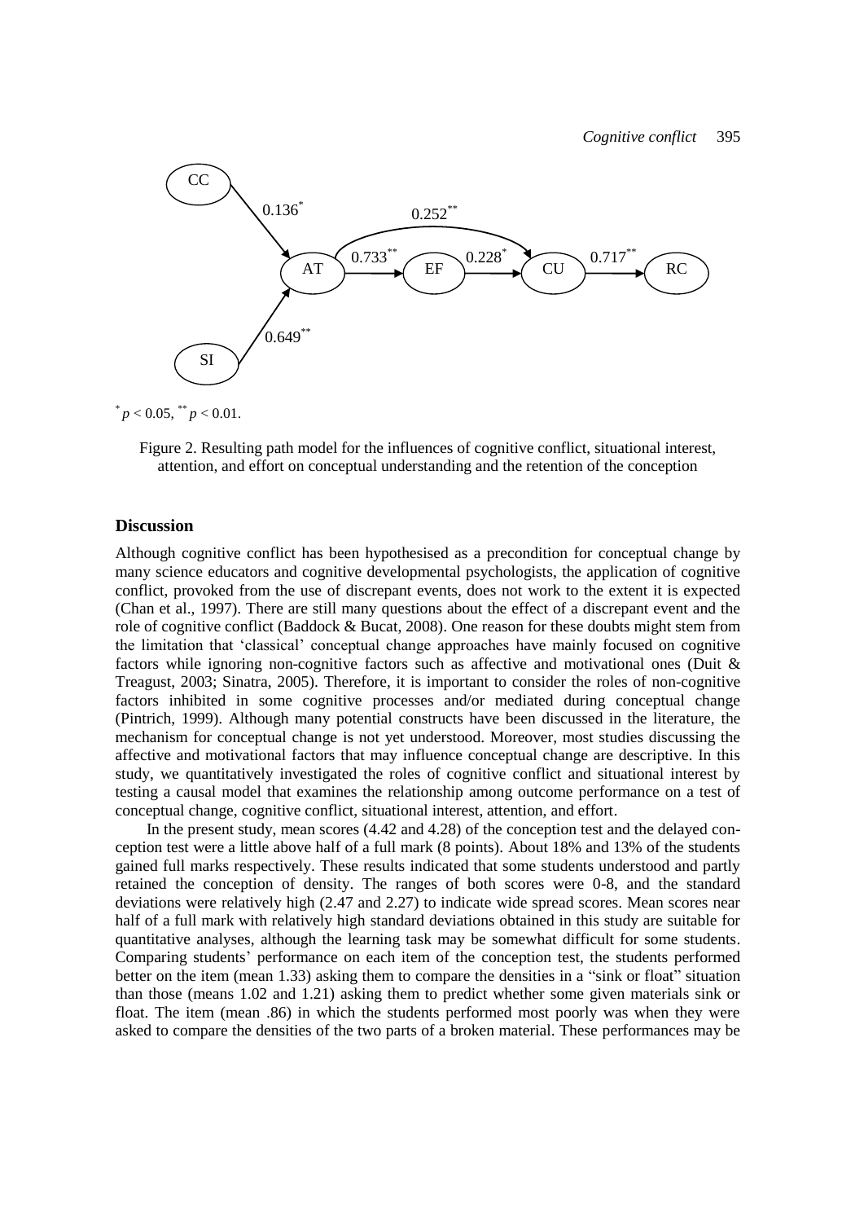$^{*}p < 0.05$, $^{**}p < 0.01$.

Figure 2. Resulting path model for the influences of cognitive conflict, situational interest, attention, and effort on conceptual understanding and the retention of the conception

## Discussion

Although cognitive conflict has been hypothesised as a precondition for conceptual change by many science educators and cognitive developmental psychologists, the application of cognitive conflict, provoked from the use of discrepant events, does not work to the extent it is expected (Chan et al., 1997). There are still many questions about the effect of a discrepant event and the role of cognitive conflict (Baddock & Bucat, 2008). One reason for these doubts might stem from the limitation that 'classical' conceptual change approaches have mainly focused on cognitive factors while ignoring non-cognitive factors such as affective and motivational ones (Duit & Treagust, 2003; Sinatra, 2005). Therefore, it is important to consider the roles of non-cognitive factors inhibited in some cognitive processes and/or mediated during conceptual change (Pintrich, 1999). Although many potential constructs have been discussed in the literature, the mechanism for conceptual change is not yet understood. Moreover, most studies discussing the affective and motivational factors that may influence conceptual change are descriptive. In this study, we quantitatively investigated the roles of cognitive conflict and situational interest by testing a causal model that examines the relationship among outcome performance on a test of conceptual change, cognitive conflict, situational interest, attention, and effort.

In the present study, mean scores (4.42 and 4.28) of the conception test and the delayed conception test were a little above half of a full mark (8 points). About 18% and 13% of the students gained full marks respectively. These results indicated that some students understood and partly retained the conception of density. The ranges of both scores were 0-8, and the standard deviations were relatively high (2.47 and 2.27) to indicate wide spread scores. Mean scores near half of a full mark with relatively high standard deviations obtained in this study are suitable for quantitative analyses, although the learning task may be somewhat difficult for some students. Comparing students' performance on each item of the conception test, the students performed better on the item (mean 1.33) asking them to compare the densities in a "sink or float" situation than those (means 1.02 and 1.21) asking them to predict whether some given materials sink or float. The item (mean .86) in which the students performed most poorly was when they were asked to compare the densities of the two parts of a broken material. These performances may be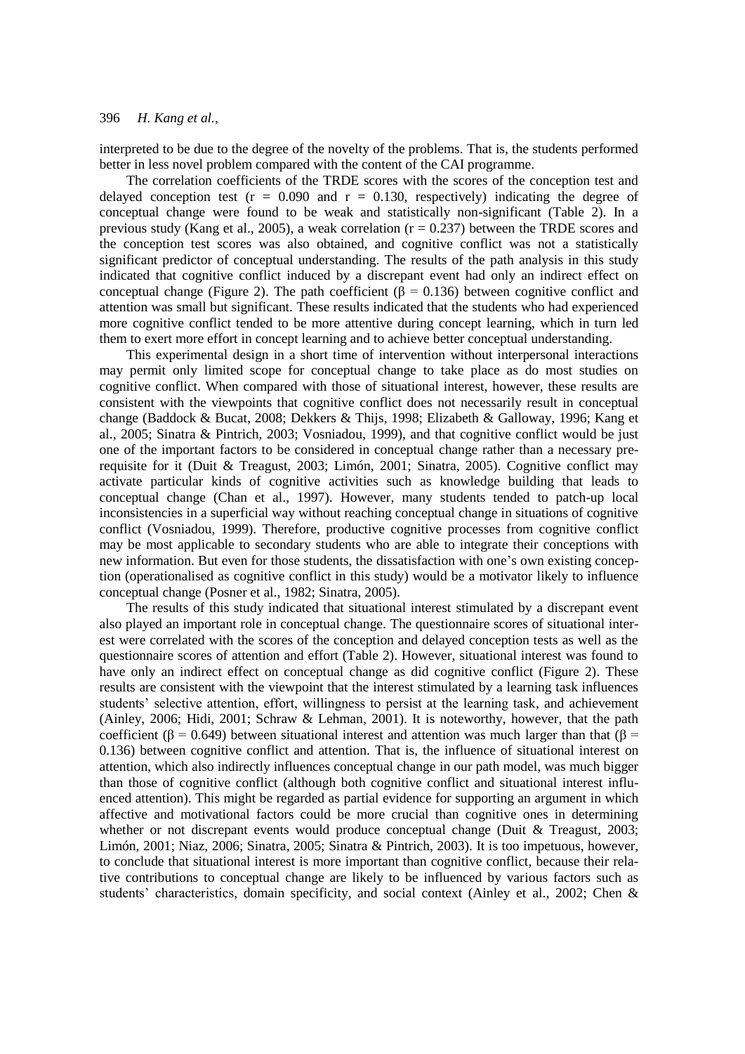interpreted to be due to the degree of the novelty of the problems. That is, the students performed better in less novel problem compared with the content of the CAI programme.

The correlation coefficients of the TRDE scores with the scores of the conception test and delayed conception test ($r = 0.090$ and $r = 0.130$, respectively) indicating the degree of conceptual change were found to be weak and statistically non-significant (Table 2). In a previous study (Kang et al., 2005), a weak correlation ($r = 0.237$) between the TRDE scores and the conception test scores was also obtained, and cognitive conflict was not a statistically significant predictor of conceptual understanding. The results of the path analysis in this study indicated that cognitive conflict induced by a discrepant event had only an indirect effect on conceptual change (Figure 2). The path coefficient ($\beta = 0.136$) between cognitive conflict and attention was small but significant. These results indicated that the students who had experienced more cognitive conflict tended to be more attentive during concept learning, which in turn led them to exert more effort in concept learning and to achieve better conceptual understanding.

This experimental design in a short time of intervention without interpersonal interactions may permit only limited scope for conceptual change to take place as do most studies on cognitive conflict. When compared with those of situational interest, however, these results are consistent with the viewpoints that cognitive conflict does not necessarily result in conceptual change (Baddock & Bucat, 2008; Dekkers & Thijs, 1998; Elizabeth & Galloway, 1996; Kang et al., 2005; Sinatra & Pintrich, 2003; Vosniadou, 1999), and that cognitive conflict would be just one of the important factors to be considered in conceptual change rather than a necessary prerequisite for it (Duit & Treagust, 2003; Limón, 2001; Sinatra, 2005). Cognitive conflict may activate particular kinds of cognitive activities such as knowledge building that leads to conceptual change (Chan et al., 1997). However, many students tended to patch-up local inconsistencies in a superficial way without reaching conceptual change in situations of cognitive conflict (Vosniadou, 1999). Therefore, productive cognitive processes from cognitive conflict may be most applicable to secondary students who are able to integrate their conceptions with new information. But even for those students, the dissatisfaction with one's own existing conception (operationalised as cognitive conflict in this study) would be a motivator likely to influence conceptual change (Posner et al., 1982; Sinatra, 2005).

The results of this study indicated that situational interest stimulated by a discrepant event also played an important role in conceptual change. The questionnaire scores of situational interest were correlated with the scores of the conception and delayed conception tests as well as the questionnaire scores of attention and effort (Table 2). However, situational interest was found to have only an indirect effect on conceptual change as did cognitive conflict (Figure 2). These results are consistent with the viewpoint that the interest stimulated by a learning task influences students' selective attention, effort, willingness to persist at the learning task, and achievement (Ainley, 2006; Hidi, 2001; Schraw & Lehman, 2001). It is noteworthy, however, that the path coefficient ($\beta = 0.649$) between situational interest and attention was much larger than that ($\beta = 0.136$) between cognitive conflict and attention. That is, the influence of situational interest on attention, which also indirectly influences conceptual change in our path model, was much bigger than those of cognitive conflict (although both cognitive conflict and situational interest influenced attention). This might be regarded as partial evidence for supporting an argument in which affective and motivational factors could be more crucial than cognitive ones in determining whether or not discrepant events would produce conceptual change (Duit & Treagust, 2003; Limón, 2001; Niaz, 2006; Sinatra, 2005; Sinatra & Pintrich, 2003). It is too impetuous, however, to conclude that situational interest is more important than cognitive conflict, because their relative contributions to conceptual change are likely to be influenced by various factors such as students' characteristics, domain specificity, and social context (Ainley et al., 2002; Chen &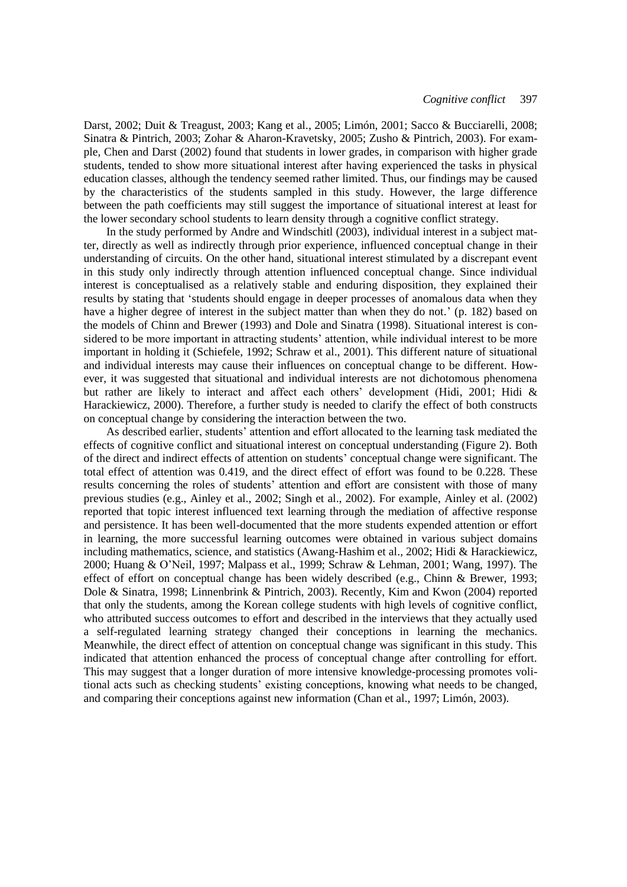Darst, 2002; Duit & Treagust, 2003; Kang et al., 2005; Limón, 2001; Sacco & Bucciarelli, 2008; Sinatra & Pintrich, 2003; Zohar & Aharon-Kravetsky, 2005; Zusho & Pintrich, 2003). For example, Chen and Darst (2002) found that students in lower grades, in comparison with higher grade students, tended to show more situational interest after having experienced the tasks in physical education classes, although the tendency seemed rather limited. Thus, our findings may be caused by the characteristics of the students sampled in this study. However, the large difference between the path coefficients may still suggest the importance of situational interest at least for the lower secondary school students to learn density through a cognitive conflict strategy.

In the study performed by Andre and Windschitl (2003), individual interest in a subject matter, directly as well as indirectly through prior experience, influenced conceptual change in their understanding of circuits. On the other hand, situational interest stimulated by a discrepant event in this study only indirectly through attention influenced conceptual change. Since individual interest is conceptualised as a relatively stable and enduring disposition, they explained their results by stating that 'students should engage in deeper processes of anomalous data when they have a higher degree of interest in the subject matter than when they do not.' (p. 182) based on the models of Chinn and Brewer (1993) and Dole and Sinatra (1998). Situational interest is considered to be more important in attracting students' attention, while individual interest to be more important in holding it (Schiefele, 1992; Schraw et al., 2001). This different nature of situational and individual interests may cause their influences on conceptual change to be different. However, it was suggested that situational and individual interests are not dichotomous phenomena but rather are likely to interact and affect each others' development (Hidi, 2001; Hidi & Harackiewicz, 2000). Therefore, a further study is needed to clarify the effect of both constructs on conceptual change by considering the interaction between the two.

As described earlier, students' attention and effort allocated to the learning task mediated the effects of cognitive conflict and situational interest on conceptual understanding (Figure 2). Both of the direct and indirect effects of attention on students' conceptual change were significant. The total effect of attention was 0.419, and the direct effect of effort was found to be 0.228. These results concerning the roles of students' attention and effort are consistent with those of many previous studies (e.g., Ainley et al., 2002; Singh et al., 2002). For example, Ainley et al. (2002) reported that topic interest influenced text learning through the mediation of affective response and persistence. It has been well-documented that the more students expended attention or effort in learning, the more successful learning outcomes were obtained in various subject domains including mathematics, science, and statistics (Awang-Hashim et al., 2002; Hidi & Harackiewicz, 2000; Huang & O'Neil, 1997; Malpass et al., 1999; Schraw & Lehman, 2001; Wang, 1997). The effect of effort on conceptual change has been widely described (e.g., Chinn & Brewer, 1993; Dole & Sinatra, 1998; Linnenbrink & Pintrich, 2003). Recently, Kim and Kwon (2004) reported that only the students, among the Korean college students with high levels of cognitive conflict, who attributed success outcomes to effort and described in the interviews that they actually used a self-regulated learning strategy changed their conceptions in learning the mechanics. Meanwhile, the direct effect of attention on conceptual change was significant in this study. This indicated that attention enhanced the process of conceptual change after controlling for effort. This may suggest that a longer duration of more intensive knowledge-processing promotes volitional acts such as checking students' existing conceptions, knowing what needs to be changed, and comparing their conceptions against new information (Chan et al., 1997; Limón, 2003).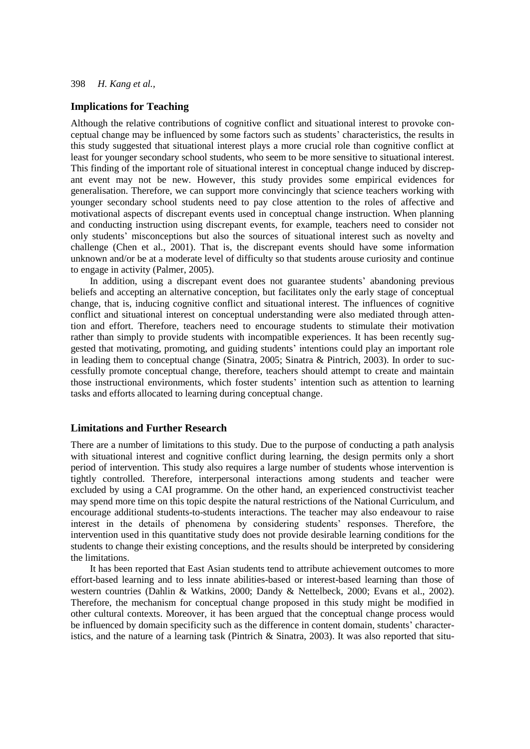## Implications for Teaching

Although the relative contributions of cognitive conflict and situational interest to provoke conceptual change may be influenced by some factors such as students' characteristics, the results in this study suggested that situational interest plays a more crucial role than cognitive conflict at least for younger secondary school students, who seem to be more sensitive to situational interest. This finding of the important role of situational interest in conceptual change induced by discrepant event may not be new. However, this study provides some empirical evidences for generalisation. Therefore, we can support more convincingly that science teachers working with younger secondary school students need to pay close attention to the roles of affective and motivational aspects of discrepant events used in conceptual change instruction. When planning and conducting instruction using discrepant events, for example, teachers need to consider not only students' misconceptions but also the sources of situational interest such as novelty and challenge (Chen et al., 2001). That is, the discrepant events should have some information unknown and/or be at a moderate level of difficulty so that students arouse curiosity and continue to engage in activity (Palmer, 2005).

In addition, using a discrepant event does not guarantee students' abandoning previous beliefs and accepting an alternative conception, but facilitates only the early stage of conceptual change, that is, inducing cognitive conflict and situational interest. The influences of cognitive conflict and situational interest on conceptual understanding were also mediated through attention and effort. Therefore, teachers need to encourage students to stimulate their motivation rather than simply to provide students with incompatible experiences. It has been recently suggested that motivating, promoting, and guiding students' intentions could play an important role in leading them to conceptual change (Sinatra, 2005; Sinatra & Pintrich, 2003). In order to successfully promote conceptual change, therefore, teachers should attempt to create and maintain those instructional environments, which foster students' intention such as attention to learning tasks and efforts allocated to learning during conceptual change.

## Limitations and Further Research

There are a number of limitations to this study. Due to the purpose of conducting a path analysis with situational interest and cognitive conflict during learning, the design permits only a short period of intervention. This study also requires a large number of students whose intervention is tightly controlled. Therefore, interpersonal interactions among students and teacher were excluded by using a CAI programme. On the other hand, an experienced constructivist teacher may spend more time on this topic despite the natural restrictions of the National Curriculum, and encourage additional students-to-students interactions. The teacher may also endeavour to raise interest in the details of phenomena by considering students' responses. Therefore, the intervention used in this quantitative study does not provide desirable learning conditions for the students to change their existing conceptions, and the results should be interpreted by considering the limitations.

It has been reported that East Asian students tend to attribute achievement outcomes to more effort-based learning and to less innate abilities-based or interest-based learning than those of western countries (Dahlin & Watkins, 2000; Dandy & Nettelbeck, 2000; Evans et al., 2002). Therefore, the mechanism for conceptual change proposed in this study might be modified in other cultural contexts. Moreover, it has been argued that the conceptual change process would be influenced by domain specificity such as the difference in content domain, students' characteristics, and the nature of a learning task (Pintrich & Sinatra, 2003). It was also reported that situ-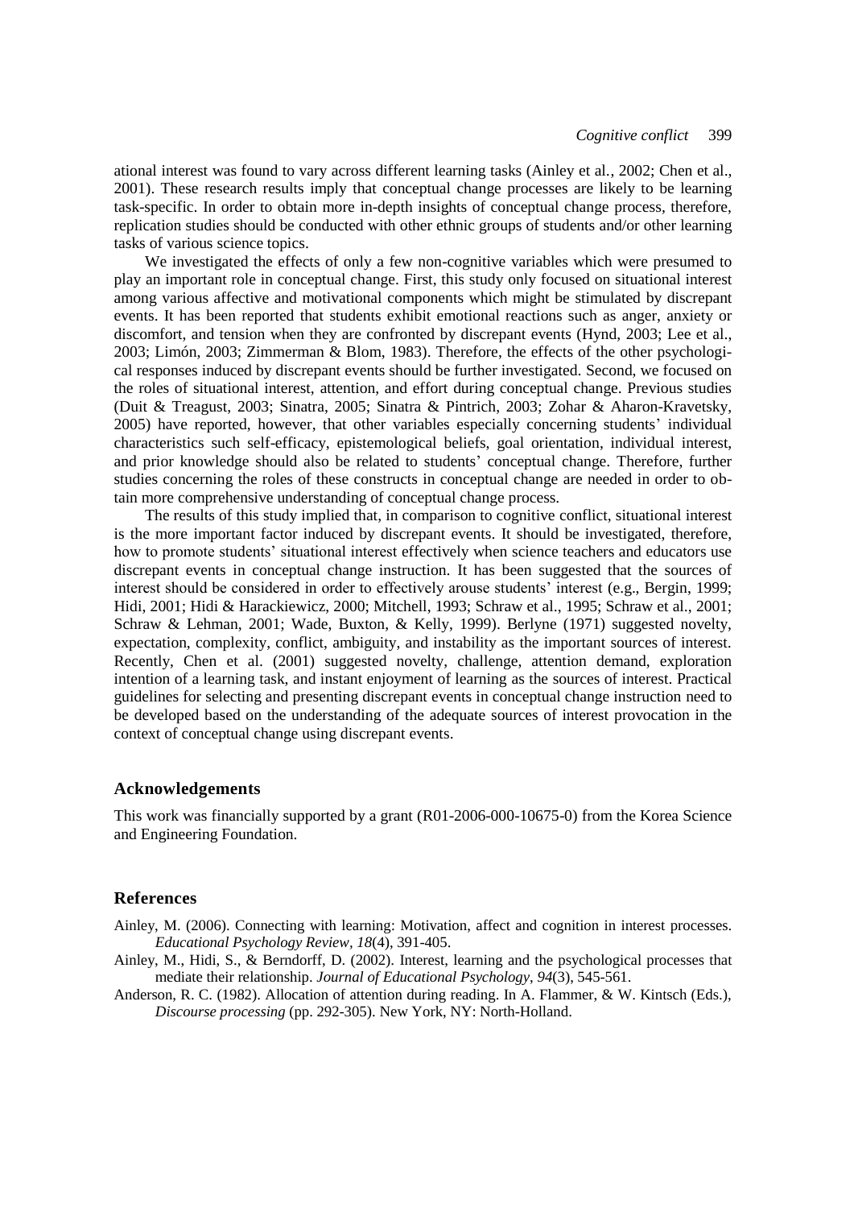ational interest was found to vary across different learning tasks (Ainley et al., 2002; Chen et al., 2001). These research results imply that conceptual change processes are likely to be learning task-specific. In order to obtain more in-depth insights of conceptual change process, therefore, replication studies should be conducted with other ethnic groups of students and/or other learning tasks of various science topics.

We investigated the effects of only a few non-cognitive variables which were presumed to play an important role in conceptual change. First, this study only focused on situational interest among various affective and motivational components which might be stimulated by discrepant events. It has been reported that students exhibit emotional reactions such as anger, anxiety or discomfort, and tension when they are confronted by discrepant events (Hynd, 2003; Lee et al., 2003; Limón, 2003; Zimmerman & Blom, 1983). Therefore, the effects of the other psychological responses induced by discrepant events should be further investigated. Second, we focused on the roles of situational interest, attention, and effort during conceptual change. Previous studies (Duit & Treagust, 2003; Sinatra, 2005; Sinatra & Pintrich, 2003; Zohar & Aharon-Kravetsky, 2005) have reported, however, that other variables especially concerning students' individual characteristics such self-efficacy, epistemological beliefs, goal orientation, individual interest, and prior knowledge should also be related to students' conceptual change. Therefore, further studies concerning the roles of these constructs in conceptual change are needed in order to obtain more comprehensive understanding of conceptual change process.

The results of this study implied that, in comparison to cognitive conflict, situational interest is the more important factor induced by discrepant events. It should be investigated, therefore, how to promote students' situational interest effectively when science teachers and educators use discrepant events in conceptual change instruction. It has been suggested that the sources of interest should be considered in order to effectively arouse students' interest (e.g., Bergin, 1999; Hidi, 2001; Hidi & Harackiewicz, 2000; Mitchell, 1993; Schraw et al., 1995; Schraw et al., 2001; Schraw & Lehman, 2001; Wade, Buxton, & Kelly, 1999). Berlyne (1971) suggested novelty, expectation, complexity, conflict, ambiguity, and instability as the important sources of interest. Recently, Chen et al. (2001) suggested novelty, challenge, attention demand, exploration intention of a learning task, and instant enjoyment of learning as the sources of interest. Practical guidelines for selecting and presenting discrepant events in conceptual change instruction need to be developed based on the understanding of the adequate sources of interest provocation in the context of conceptual change using discrepant events.

## Acknowledgements

This work was financially supported by a grant (R01-2006-000-10675-0) from the Korea Science and Engineering Foundation.

## References

Ainley, M. (2006). Connecting with learning: Motivation, affect and cognition in interest processes. *Educational Psychology Review, 18*(4), 391-405.

Ainley, M., Hidi, S., & Berndorff, D. (2002). Interest, learning and the psychological processes that mediate their relationship. *Journal of Educational Psychology, 94*(3), 545-561.

Anderson, R. C. (1982). Allocation of attention during reading. In A. Flammer, & W. Kintsch (Eds.), *Discourse processing* (pp. 292-305). New York, NY: North-Holland.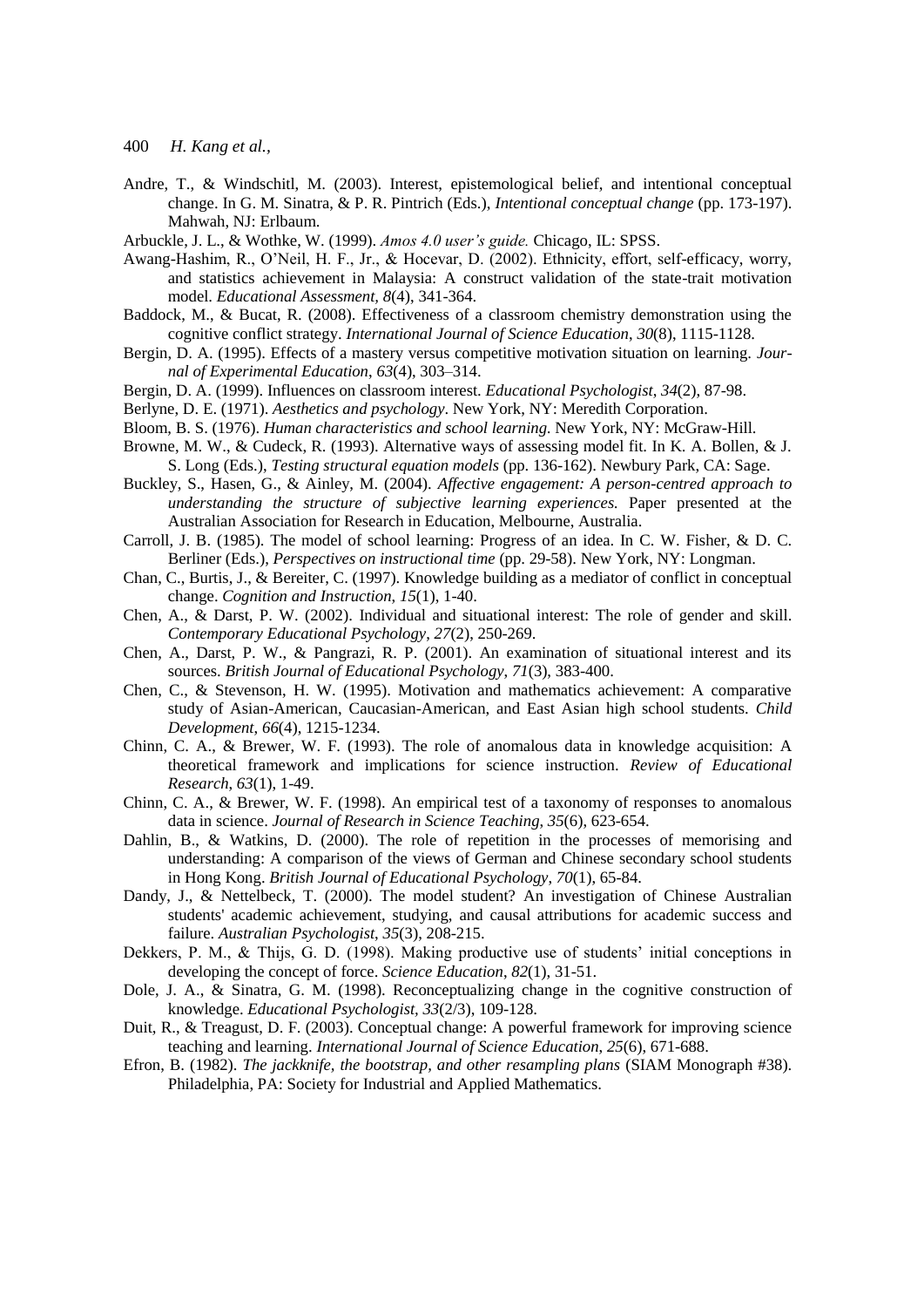Andre, T., & Windschitl, M. (2003). Interest, epistemological belief, and intentional conceptual change. In G. M. Sinatra, & P. R. Pintrich (Eds.), *Intentional conceptual change* (pp. 173-197). Mahwah, NJ: Erlbaum.

Arbuckle, J. L., & Wothke, W. (1999). *Amos 4.0 user's guide.* Chicago, IL: SPSS.

Awang-Hashim, R., O'Neil, H. F., Jr., & Hocevar, D. (2002). Ethnicity, effort, self-efficacy, worry, and statistics achievement in Malaysia: A construct validation of the state-trait motivation model. *Educational Assessment*, *8*(4), 341-364.

Baddock, M., & Bucat, R. (2008). Effectiveness of a classroom chemistry demonstration using the cognitive conflict strategy. *International Journal of Science Education*, *30*(8), 1115-1128.

Bergin, D. A. (1995). Effects of a mastery versus competitive motivation situation on learning. *Journal of Experimental Education*, *63*(4), 303–314.

Bergin, D. A. (1999). Influences on classroom interest. *Educational Psychologist*, *34*(2), 87-98.

Berlyne, D. E. (1971). *Aesthetics and psychology*. New York, NY: Meredith Corporation.

Bloom, B. S. (1976). *Human characteristics and school learning.* New York, NY: McGraw-Hill.

Browne, M. W., & Cudeck, R. (1993). Alternative ways of assessing model fit. In K. A. Bollen, & J. S. Long (Eds.), *Testing structural equation models* (pp. 136-162). Newbury Park, CA: Sage.

Buckley, S., Hasen, G., & Ainley, M. (2004). *Affective engagement: A person-centred approach to understanding the structure of subjective learning experiences.* Paper presented at the Australian Association for Research in Education, Melbourne, Australia.

Carroll, J. B. (1985). The model of school learning: Progress of an idea. In C. W. Fisher, & D. C. Berliner (Eds.), *Perspectives on instructional time* (pp. 29-58). New York, NY: Longman.

Chan, C., Burtis, J., & Bereiter, C. (1997). Knowledge building as a mediator of conflict in conceptual change. *Cognition and Instruction*, *15*(1), 1-40.

Chen, A., & Darst, P. W. (2002). Individual and situational interest: The role of gender and skill. *Contemporary Educational Psychology*, *27*(2), 250-269.

Chen, A., Darst, P. W., & Pangrazi, R. P. (2001). An examination of situational interest and its sources. *British Journal of Educational Psychology*, *71*(3), 383-400.

Chen, C., & Stevenson, H. W. (1995). Motivation and mathematics achievement: A comparative study of Asian-American, Caucasian-American, and East Asian high school students. *Child Development*, *66*(4), 1215-1234.

Chinn, C. A., & Brewer, W. F. (1993). The role of anomalous data in knowledge acquisition: A theoretical framework and implications for science instruction. *Review of Educational Research*, *63*(1), 1-49.

Chinn, C. A., & Brewer, W. F. (1998). An empirical test of a taxonomy of responses to anomalous data in science. *Journal of Research in Science Teaching*, *35*(6), 623-654.

Dahlin, B., & Watkins, D. (2000). The role of repetition in the processes of memorising and understanding: A comparison of the views of German and Chinese secondary school students in Hong Kong. *British Journal of Educational Psychology*, *70*(1), 65-84.

Dandy, J., & Nettelbeck, T. (2000). The model student? An investigation of Chinese Australian students' academic achievement, studying, and causal attributions for academic success and failure. *Australian Psychologist*, *35*(3), 208-215.

Dekkers, P. M., & Thijs, G. D. (1998). Making productive use of students' initial conceptions in developing the concept of force. *Science Education*, *82*(1), 31-51.

Dole, J. A., & Sinatra, G. M. (1998). Reconceptualizing change in the cognitive construction of knowledge. *Educational Psychologist*, *33*(2/3), 109-128.

Duit, R., & Treagust, D. F. (2003). Conceptual change: A powerful framework for improving science teaching and learning. *International Journal of Science Education*, *25*(6), 671-688.

Efron, B. (1982). *The jackknife, the bootstrap, and other resampling plans* (SIAM Monograph #38). Philadelphia, PA: Society for Industrial and Applied Mathematics.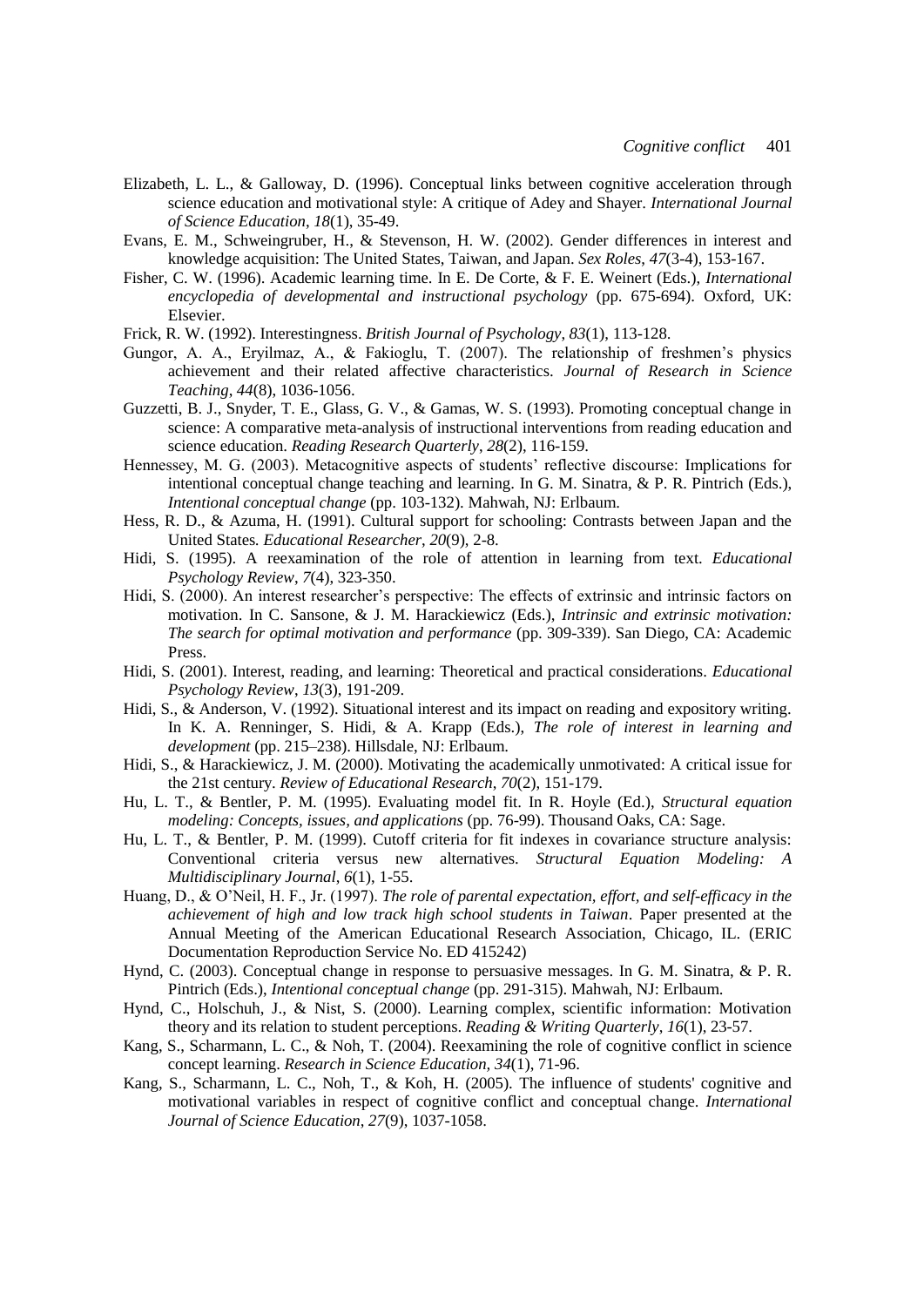Elizabeth, L. L., & Galloway, D. (1996). Conceptual links between cognitive acceleration through science education and motivational style: A critique of Adey and Shayer. *International Journal of Science Education*, *18*(1), 35-49.

Evans, E. M., Schweingruber, H., & Stevenson, H. W. (2002). Gender differences in interest and knowledge acquisition: The United States, Taiwan, and Japan. *Sex Roles*, *47*(3-4), 153-167.

Fisher, C. W. (1996). Academic learning time. In E. De Corte, & F. E. Weinert (Eds.), *International encyclopedia of developmental and instructional psychology* (pp. 675-694). Oxford, UK: Elsevier.

Frick, R. W. (1992). Interestingness. *British Journal of Psychology*, *83*(1), 113-128.

Gungor, A. A., Eryilmaz, A., & Fakioglu, T. (2007). The relationship of freshmen's physics achievement and their related affective characteristics. *Journal of Research in Science Teaching*, *44*(8), 1036-1056.

Guzzetti, B. J., Snyder, T. E., Glass, G. V., & Gamas, W. S. (1993). Promoting conceptual change in science: A comparative meta-analysis of instructional interventions from reading education and science education. *Reading Research Quarterly*, *28*(2), 116-159.

Hennessey, M. G. (2003). Metacognitive aspects of students' reflective discourse: Implications for intentional conceptual change teaching and learning. In G. M. Sinatra, & P. R. Pintrich (Eds.), *Intentional conceptual change* (pp. 103-132). Mahwah, NJ: Erlbaum.

Hess, R. D., & Azuma, H. (1991). Cultural support for schooling: Contrasts between Japan and the United States. *Educational Researcher*, *20*(9), 2-8.

Hidi, S. (1995). A reexamination of the role of attention in learning from text. *Educational Psychology Review*, *7*(4), 323-350.

Hidi, S. (2000). An interest researcher's perspective: The effects of extrinsic and intrinsic factors on motivation. In C. Sansone, & J. M. Harackiewicz (Eds.), *Intrinsic and extrinsic motivation: The search for optimal motivation and performance* (pp. 309-339). San Diego, CA: Academic Press.

Hidi, S. (2001). Interest, reading, and learning: Theoretical and practical considerations. *Educational Psychology Review*, *13*(3), 191-209.

Hidi, S., & Anderson, V. (1992). Situational interest and its impact on reading and expository writing. In K. A. Renninger, S. Hidi, & A. Krapp (Eds.), *The role of interest in learning and development* (pp. 215–238). Hillsdale, NJ: Erlbaum.

Hidi, S., & Harackiewicz, J. M. (2000). Motivating the academically unmotivated: A critical issue for the 21st century. *Review of Educational Research*, *70*(2), 151-179.

Hu, L. T., & Bentler, P. M. (1995). Evaluating model fit. In R. Hoyle (Ed.), *Structural equation modeling: Concepts, issues, and applications* (pp. 76-99). Thousand Oaks, CA: Sage.

Hu, L. T., & Bentler, P. M. (1999). Cutoff criteria for fit indexes in covariance structure analysis: Conventional criteria versus new alternatives. *Structural Equation Modeling: A Multidisciplinary Journal*, *6*(1), 1-55.

Huang, D., & O'Neil, H. F., Jr. (1997). *The role of parental expectation, effort, and self-efficacy in the achievement of high and low track high school students in Taiwan*. Paper presented at the Annual Meeting of the American Educational Research Association, Chicago, IL. (ERIC Documentation Reproduction Service No. ED 415242)

Hynd, C. (2003). Conceptual change in response to persuasive messages. In G. M. Sinatra, & P. R. Pintrich (Eds.), *Intentional conceptual change* (pp. 291-315). Mahwah, NJ: Erlbaum.

Hynd, C., Holschuh, J., & Nist, S. (2000). Learning complex, scientific information: Motivation theory and its relation to student perceptions. *Reading & Writing Quarterly*, *16*(1), 23-57.

Kang, S., Scharmann, L. C., & Noh, T. (2004). Reexamining the role of cognitive conflict in science concept learning. *Research in Science Education*, *34*(1), 71-96.

Kang, S., Scharmann, L. C., Noh, T., & Koh, H. (2005). The influence of students' cognitive and motivational variables in respect of cognitive conflict and conceptual change. *International Journal of Science Education*, *27*(9), 1037-1058.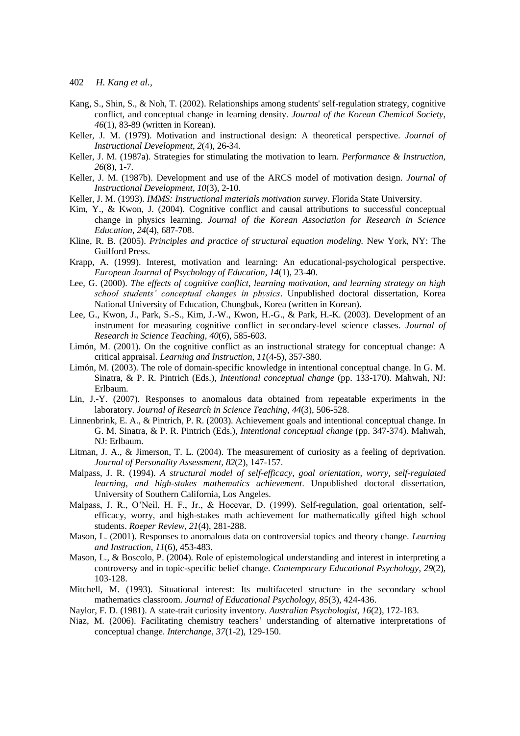Kang, S., Shin, S., & Noh, T. (2002). Relationships among students' self-regulation strategy, cognitive conflict, and conceptual change in learning density. *Journal of the Korean Chemical Society*, *46*(1), 83-89 (written in Korean).

Keller, J. M. (1979). Motivation and instructional design: A theoretical perspective. *Journal of Instructional Development*, *2*(4), 26-34.

Keller, J. M. (1987a). Strategies for stimulating the motivation to learn. *Performance & Instruction*, *26*(8), 1-7.

Keller, J. M. (1987b). Development and use of the ARCS model of motivation design. *Journal of Instructional Development*, *10*(3), 2-10.

Keller, J. M. (1993). *IMMS: Instructional materials motivation survey*. Florida State University.

Kim, Y., & Kwon, J. (2004). Cognitive conflict and causal attributions to successful conceptual change in physics learning. *Journal of the Korean Association for Research in Science Education*, *24*(4), 687-708.

Kline, R. B. (2005). *Principles and practice of structural equation modeling.* New York, NY: The Guilford Press.

Krapp, A. (1999). Interest, motivation and learning: An educational-psychological perspective. *European Journal of Psychology of Education*, *14*(1), 23-40.

Lee, G. (2000). *The effects of cognitive conflict, learning motivation, and learning strategy on high school students' conceptual changes in physics*. Unpublished doctoral dissertation, Korea National University of Education, Chungbuk, Korea (written in Korean).

Lee, G., Kwon, J., Park, S.-S., Kim, J.-W., Kwon, H.-G., & Park, H.-K. (2003). Development of an instrument for measuring cognitive conflict in secondary-level science classes. *Journal of Research in Science Teaching*, *40*(6), 585-603.

Limón, M. (2001). On the cognitive conflict as an instructional strategy for conceptual change: A critical appraisal. *Learning and Instruction*, *11*(4-5), 357-380.

Limón, M. (2003). The role of domain-specific knowledge in intentional conceptual change. In G. M. Sinatra, & P. R. Pintrich (Eds.), *Intentional conceptual change* (pp. 133-170). Mahwah, NJ: Erlbaum.

Lin, J.-Y. (2007). Responses to anomalous data obtained from repeatable experiments in the laboratory. *Journal of Research in Science Teaching*, *44*(3), 506-528.

Linnenbrink, E. A., & Pintrich, P. R. (2003). Achievement goals and intentional conceptual change. In G. M. Sinatra, & P. R. Pintrich (Eds.), *Intentional conceptual change* (pp. 347-374). Mahwah, NJ: Erlbaum.

Litman, J. A., & Jimerson, T. L. (2004). The measurement of curiosity as a feeling of deprivation. *Journal of Personality Assessment*, *82*(2), 147-157.

Malpass, J. R. (1994). *A structural model of self-efficacy, goal orientation, worry, self-regulated learning, and high-stakes mathematics achievement*. Unpublished doctoral dissertation, University of Southern California, Los Angeles.

Malpass, J. R., O'Neil, H. F., Jr., & Hocevar, D. (1999). Self-regulation, goal orientation, self-efficacy, worry, and high-stakes math achievement for mathematically gifted high school students. *Roeper Review*, *21*(4), 281-288.

Mason, L. (2001). Responses to anomalous data on controversial topics and theory change. *Learning and Instruction*, *11*(6), 453-483.

Mason, L., & Boscolo, P. (2004). Role of epistemological understanding and interest in interpreting a controversy and in topic-specific belief change. *Contemporary Educational Psychology*, *29*(2), 103-128.

Mitchell, M. (1993). Situational interest: Its multifaceted structure in the secondary school mathematics classroom. *Journal of Educational Psychology*, *85*(3), 424-436.

Naylor, F. D. (1981). A state-trait curiosity inventory. *Australian Psychologist*, *16*(2), 172-183.

Niaz, M. (2006). Facilitating chemistry teachers' understanding of alternative interpretations of conceptual change. *Interchange, 37*(1-2), 129-150.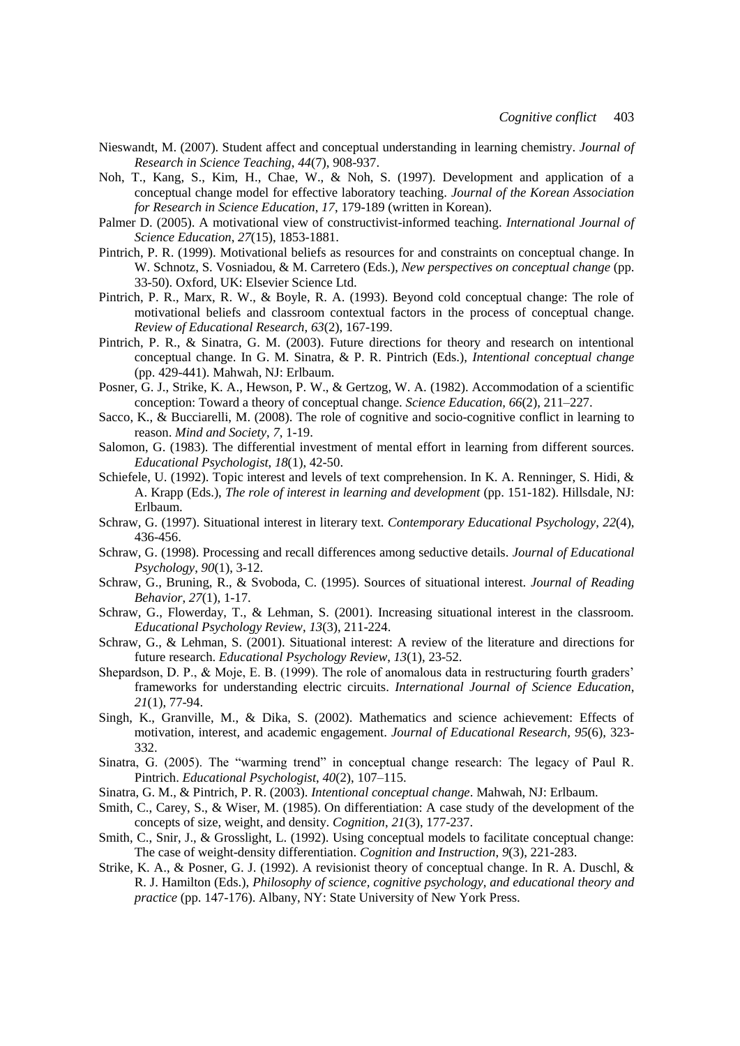Nieswandt, M. (2007). Student affect and conceptual understanding in learning chemistry. *Journal of Research in Science Teaching*, *44*(7), 908-937.

Noh, T., Kang, S., Kim, H., Chae, W., & Noh, S. (1997). Development and application of a conceptual change model for effective laboratory teaching. *Journal of the Korean Association for Research in Science Education*, *17*, 179-189 (written in Korean).

Palmer D. (2005). A motivational view of constructivist-informed teaching. *International Journal of Science Education*, *27*(15), 1853-1881.

Pintrich, P. R. (1999). Motivational beliefs as resources for and constraints on conceptual change. In W. Schnotz, S. Vosniadou, & M. Carretero (Eds.), *New perspectives on conceptual change* (pp. 33-50). Oxford, UK: Elsevier Science Ltd.

Pintrich, P. R., Marx, R. W., & Boyle, R. A. (1993). Beyond cold conceptual change: The role of motivational beliefs and classroom contextual factors in the process of conceptual change. *Review of Educational Research*, *63*(2), 167-199.

Pintrich, P. R., & Sinatra, G. M. (2003). Future directions for theory and research on intentional conceptual change. In G. M. Sinatra, & P. R. Pintrich (Eds.), *Intentional conceptual change* (pp. 429-441). Mahwah, NJ: Erlbaum.

Posner, G. J., Strike, K. A., Hewson, P. W., & Gertzog, W. A. (1982). Accommodation of a scientific conception: Toward a theory of conceptual change. *Science Education, 66*(2), 211–227.

Sacco, K., & Bucciarelli, M. (2008). The role of cognitive and socio-cognitive conflict in learning to reason. *Mind and Society*, *7*, 1-19.

Salomon, G. (1983). The differential investment of mental effort in learning from different sources. *Educational Psychologist*, *18*(1), 42-50.

Schiefele, U. (1992). Topic interest and levels of text comprehension. In K. A. Renninger, S. Hidi, & A. Krapp (Eds.), *The role of interest in learning and development* (pp. 151-182). Hillsdale, NJ: Erlbaum.

Schraw, G. (1997). Situational interest in literary text. *Contemporary Educational Psychology*, *22*(4), 436-456.

Schraw, G. (1998). Processing and recall differences among seductive details. *Journal of Educational Psychology*, *90*(1), 3-12.

Schraw, G., Bruning, R., & Svoboda, C. (1995). Sources of situational interest. *Journal of Reading Behavior*, *27*(1), 1-17.

Schraw, G., Flowerday, T., & Lehman, S. (2001). Increasing situational interest in the classroom. *Educational Psychology Review*, *13*(3), 211-224.

Schraw, G., & Lehman, S. (2001). Situational interest: A review of the literature and directions for future research. *Educational Psychology Review*, *13*(1), 23-52.

Shepardson, D. P., & Moje, E. B. (1999). The role of anomalous data in restructuring fourth graders' frameworks for understanding electric circuits. *International Journal of Science Education*, *21*(1), 77-94.

Singh, K., Granville, M., & Dika, S. (2002). Mathematics and science achievement: Effects of motivation, interest, and academic engagement. *Journal of Educational Research, 95*(6), 323-332.

Sinatra, G. (2005). The "warming trend" in conceptual change research: The legacy of Paul R. Pintrich. *Educational Psychologist*, *40*(2), 107–115.

Sinatra, G. M., & Pintrich, P. R. (2003). *Intentional conceptual change*. Mahwah, NJ: Erlbaum.

Smith, C., Carey, S., & Wiser, M. (1985). On differentiation: A case study of the development of the concepts of size, weight, and density. *Cognition*, *21*(3), 177-237.

Smith, C., Snir, J., & Grosslight, L. (1992). Using conceptual models to facilitate conceptual change: The case of weight-density differentiation. *Cognition and Instruction*, *9*(3), 221-283.

Strike, K. A., & Posner, G. J. (1992). A revisionist theory of conceptual change. In R. A. Duschl, & R. J. Hamilton (Eds.), *Philosophy of science, cognitive psychology, and educational theory and practice* (pp. 147-176). Albany, NY: State University of New York Press.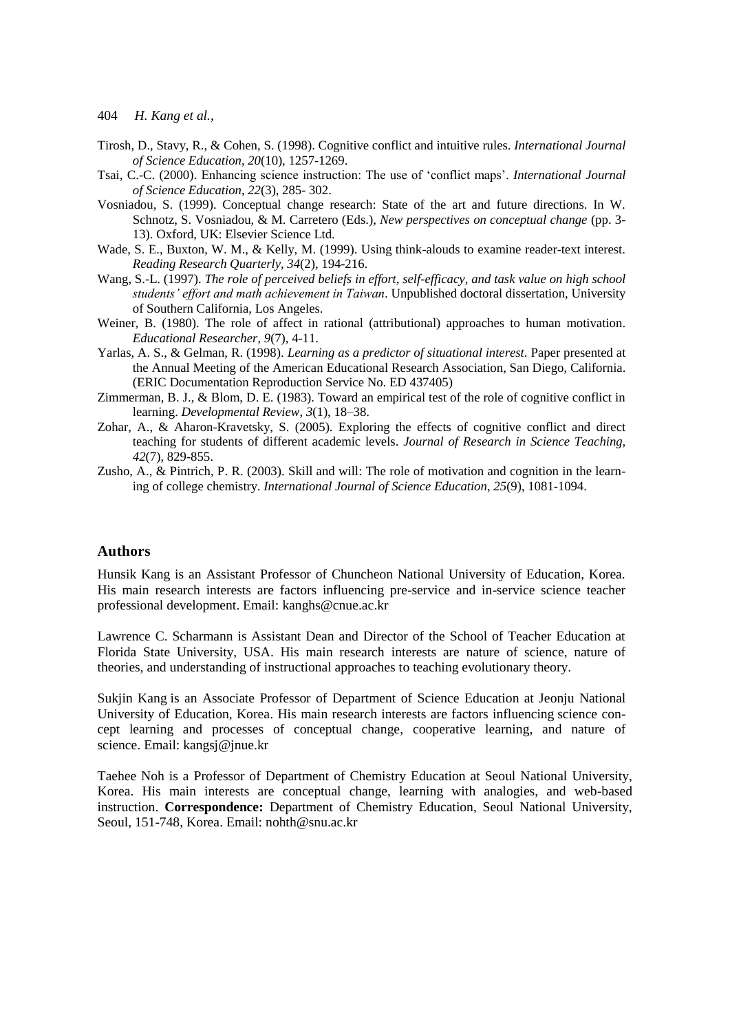Tirosh, D., Stavy, R., & Cohen, S. (1998). Cognitive conflict and intuitive rules. *International Journal of Science Education*, *20*(10), 1257-1269.

Tsai, C.-C. (2000). Enhancing science instruction: The use of 'conflict maps'. *International Journal of Science Education*, *22*(3), 285- 302.

Vosniadou, S. (1999). Conceptual change research: State of the art and future directions. In W. Schnotz, S. Vosniadou, & M. Carretero (Eds.), *New perspectives on conceptual change* (pp. 3-13). Oxford, UK: Elsevier Science Ltd.

Wade, S. E., Buxton, W. M., & Kelly, M. (1999). Using think-alouds to examine reader-text interest. *Reading Research Quarterly*, *34*(2), 194-216.

Wang, S.-L. (1997). *The role of perceived beliefs in effort, self-efficacy, and task value on high school students' effort and math achievement in Taiwan*. Unpublished doctoral dissertation, University of Southern California, Los Angeles.

Weiner, B. (1980). The role of affect in rational (attributional) approaches to human motivation. *Educational Researcher, 9*(7), 4-11.

Yarlas, A. S., & Gelman, R. (1998). *Learning as a predictor of situational interest*. Paper presented at the Annual Meeting of the American Educational Research Association, San Diego, California. (ERIC Documentation Reproduction Service No. ED 437405)

Zimmerman, B. J., & Blom, D. E. (1983). Toward an empirical test of the role of cognitive conflict in learning. *Developmental Review*, *3*(1), 18–38.

Zohar, A., & Aharon-Kravetsky, S. (2005). Exploring the effects of cognitive conflict and direct teaching for students of different academic levels. *Journal of Research in Science Teaching, 42*(7), 829-855.

Zusho, A., & Pintrich, P. R. (2003). Skill and will: The role of motivation and cognition in the learning of college chemistry. *International Journal of Science Education*, *25*(9), 1081-1094.

## Authors

Hunsik Kang is an Assistant Professor of Chuncheon National University of Education, Korea. His main research interests are factors influencing pre-service and in-service science teacher professional development. Email: kanghs@cnue.ac.kr

Lawrence C. Scharmann is Assistant Dean and Director of the School of Teacher Education at Florida State University, USA. His main research interests are nature of science, nature of theories, and understanding of instructional approaches to teaching evolutionary theory.

Sukjin Kang is an Associate Professor of Department of Science Education at Jeonju National University of Education, Korea. His main research interests are factors influencing science concept learning and processes of conceptual change, cooperative learning, and nature of science. Email: kangsj@jnue.kr

Taehee Noh is a Professor of Department of Chemistry Education at Seoul National University, Korea. His main interests are conceptual change, learning with analogies, and web-based instruction. **Correspondence:** Department of Chemistry Education, Seoul National University, Seoul, 151-748, Korea. Email: nohth@snu.ac.kr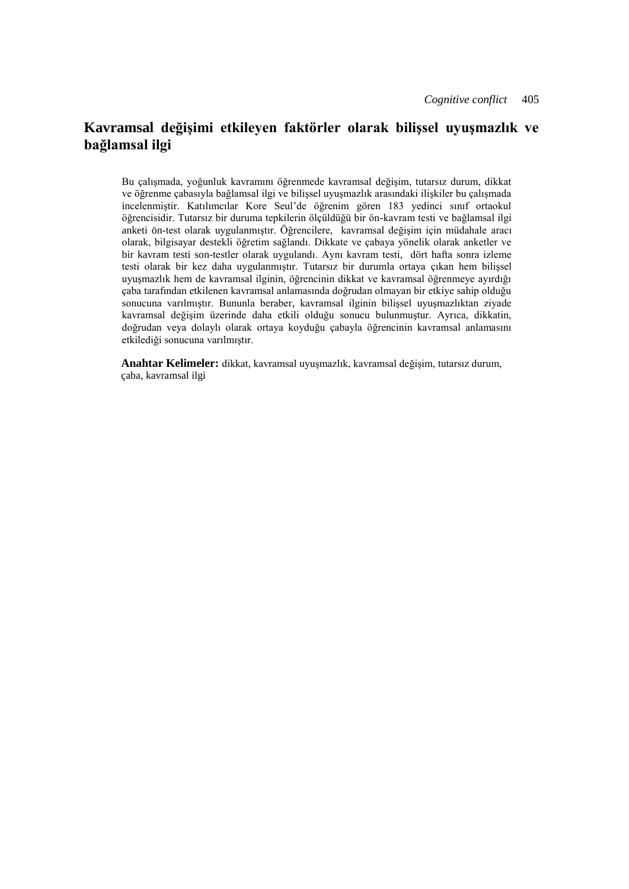# Kavramsal değişimi etkileyen faktörler olarak bilişsel uyuşmazlık ve bağlamsal ilgi

Bu çalışmada, yoğunluk kavramını öğrenmede kavramsal değişim, tutarsız durum, dikkat ve öğrenme çabasıyla bağlamsal ilgi ve bilişsel uyuşmazlık arasındaki ilişkiler bu çalışmada incelenmiştir. Katılımcılar Kore Seul'de öğrenim gören 183 yedinci sınıf ortaokul öğrencisidir. Tutarsız bir duruma tepkilerin ölçüldüğü bir ön-kavram testi ve bağlamsal ilgi anketi ön-test olarak uygulanmıştır. Öğrencilere, kavramsal değişim için müdahale aracı olarak, bilgisayar destekli öğretim sağlandı. Dikkate ve çabaya yönelik olarak anketler ve bir kavram testi son-testler olarak uygulandı. Aynı kavram testi, dört hafta sonra izleme testi olarak bir kez daha uygulanmıştır. Tutarsız bir durumla ortaya çıkan hem bilişsel uyuşmazlık hem de kavramsal ilginin, öğrencinin dikkat ve kavramsal öğrenmeye ayırdığı çaba tarafından etkilenen kavramsal anlamasında doğrudan olmayan bir etkiye sahip olduğu sonucuna varılmıştır. Bununla beraber, kavramsal ilginin bilişsel uyuşmazlıktan ziyade kavramsal değişim üzerinde daha etkili olduğu sonucu bulunmuştur. Ayrıca, dikkatin, doğrudan veya dolaylı olarak ortaya koyduğu çabayla öğrencinin kavramsal anlamasını etkilediği sonucuna varılmıştır.

**Anahtar Kelimeler:** dikkat, kavramsal uyuşmazlık, kavramsal değişim, tutarsız durum, çaba, kavramsal ilgi